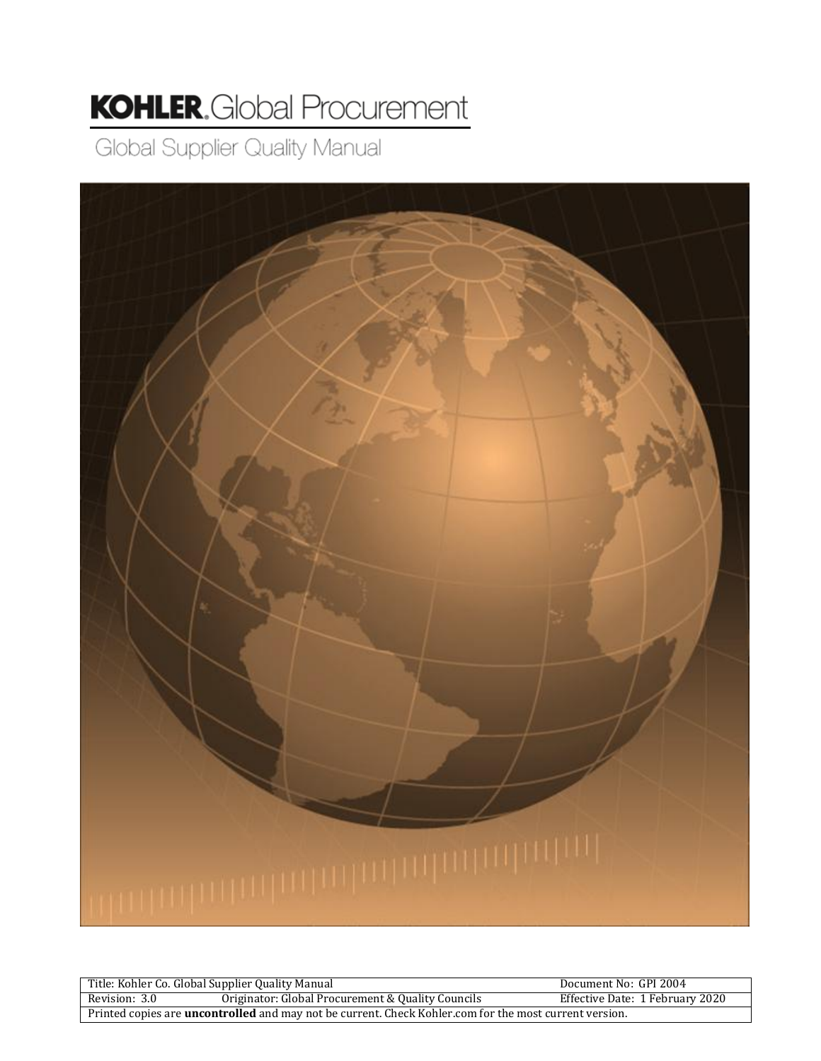# KOHLER. Global Procurement

## Global Supplier Quality Manual

| Title: Kohler Co. Global Supplier Quality Manual | | Document No: GPI 2004 |
|---|---|---|
| Revision: 3.0 | Originator: Global Procurement & Quality Councils | Effective Date: 1 February 2020 |
| Printed copies are **uncontrolled** and may not be current. Check Kohler.com for the most current version. | | |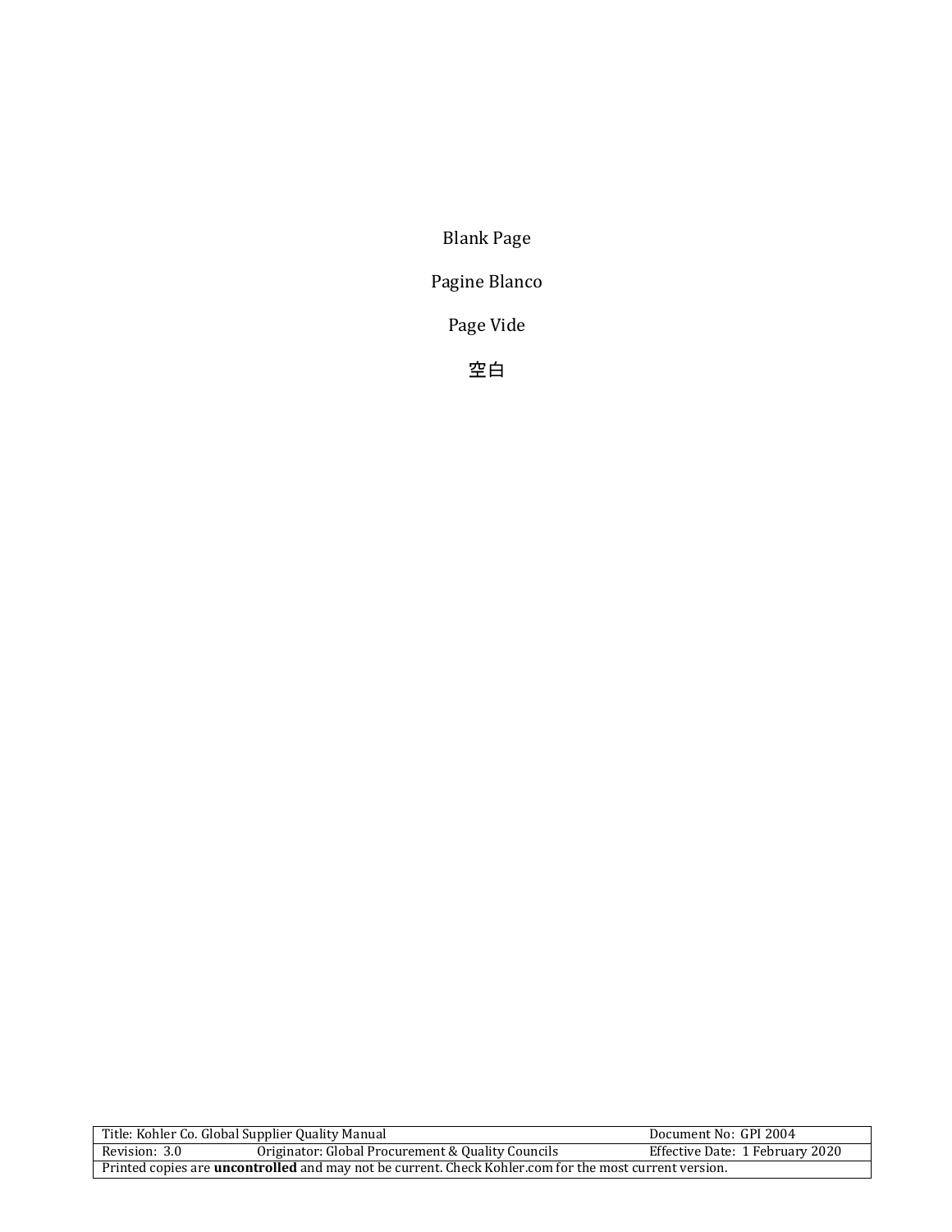Blank Page

Pagine Blanco

Page Vide

空白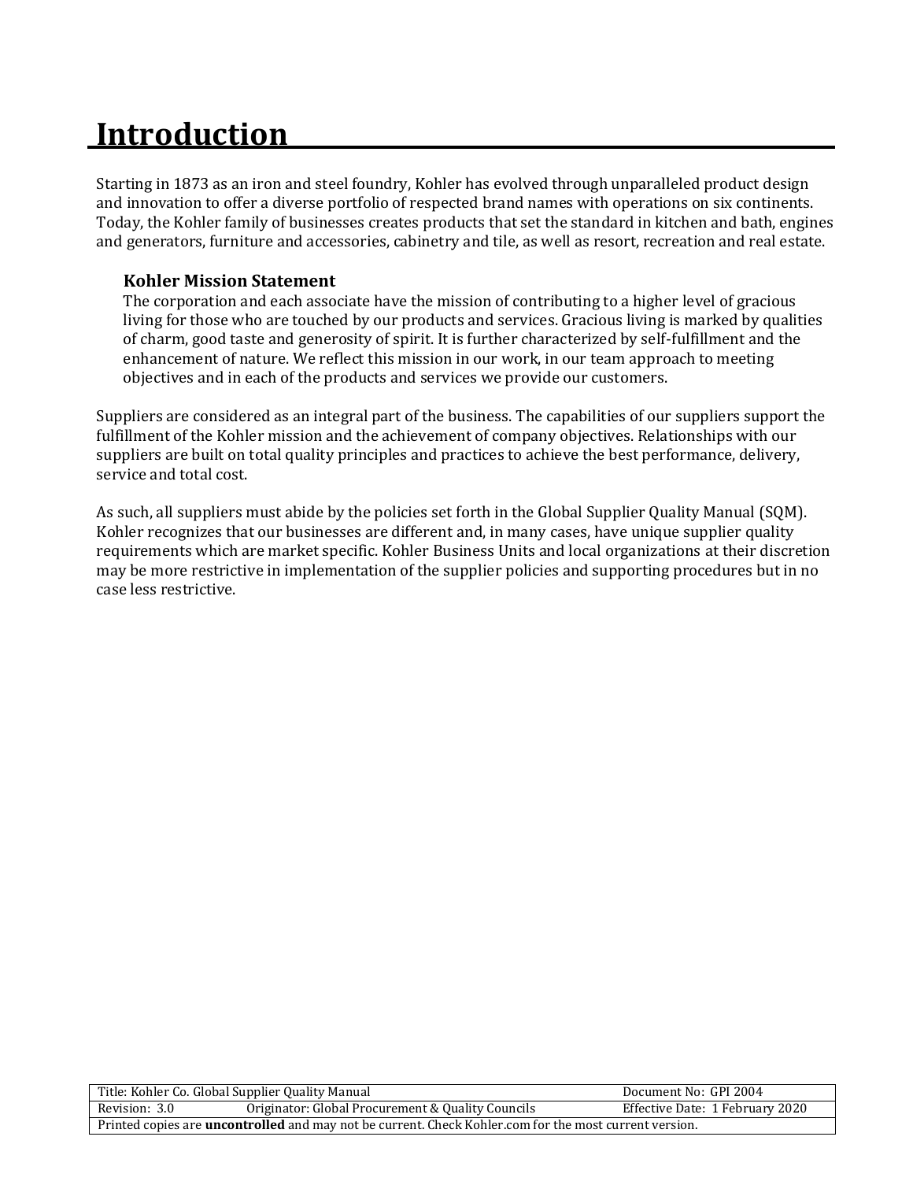# Introduction

Starting in 1873 as an iron and steel foundry, Kohler has evolved through unparalleled product design and innovation to offer a diverse portfolio of respected brand names with operations on six continents. Today, the Kohler family of businesses creates products that set the standard in kitchen and bath, engines and generators, furniture and accessories, cabinetry and tile, as well as resort, recreation and real estate.

### Kohler Mission Statement

The corporation and each associate have the mission of contributing to a higher level of gracious living for those who are touched by our products and services. Gracious living is marked by qualities of charm, good taste and generosity of spirit. It is further characterized by self-fulfillment and the enhancement of nature. We reflect this mission in our work, in our team approach to meeting objectives and in each of the products and services we provide our customers.

Suppliers are considered as an integral part of the business. The capabilities of our suppliers support the fulfillment of the Kohler mission and the achievement of company objectives. Relationships with our suppliers are built on total quality principles and practices to achieve the best performance, delivery, service and total cost.

As such, all suppliers must abide by the policies set forth in the Global Supplier Quality Manual (SQM). Kohler recognizes that our businesses are different and, in many cases, have unique supplier quality requirements which are market specific. Kohler Business Units and local organizations at their discretion may be more restrictive in implementation of the supplier policies and supporting procedures but in no case less restrictive.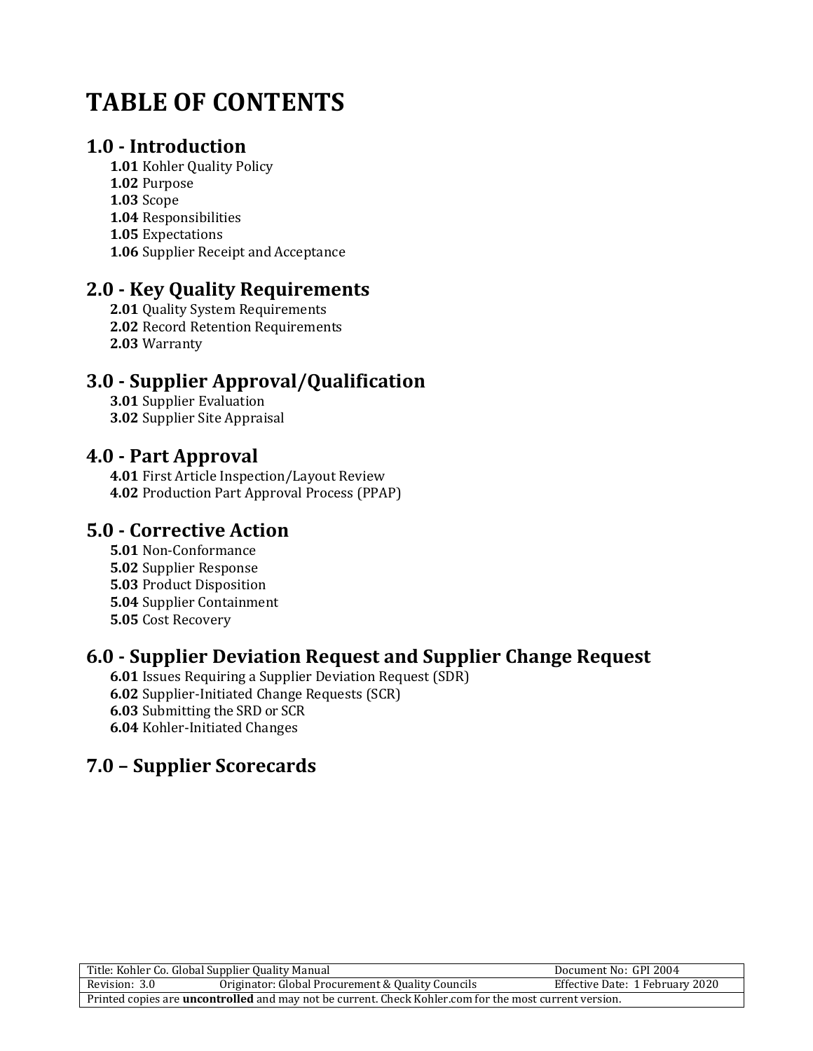# TABLE OF CONTENTS

## 1.0 - Introduction

- **1.01** Kohler Quality Policy
- **1.02** Purpose
- **1.03** Scope
- **1.04** Responsibilities
- **1.05** Expectations
- **1.06** Supplier Receipt and Acceptance

## 2.0 - Key Quality Requirements

- **2.01** Quality System Requirements
- **2.02** Record Retention Requirements
- **2.03** Warranty

## 3.0 - Supplier Approval/Qualification

- **3.01** Supplier Evaluation
- **3.02** Supplier Site Appraisal

## 4.0 - Part Approval

- **4.01** First Article Inspection/Layout Review
- **4.02** Production Part Approval Process (PPAP)

## 5.0 - Corrective Action

- **5.01** Non-Conformance
- **5.02** Supplier Response
- **5.03** Product Disposition
- **5.04** Supplier Containment
- **5.05** Cost Recovery

## 6.0 - Supplier Deviation Request and Supplier Change Request

- **6.01** Issues Requiring a Supplier Deviation Request (SDR)
- **6.02** Supplier-Initiated Change Requests (SCR)
- **6.03** Submitting the SRD or SCR
- **6.04** Kohler-Initiated Changes

## 7.0 – Supplier Scorecards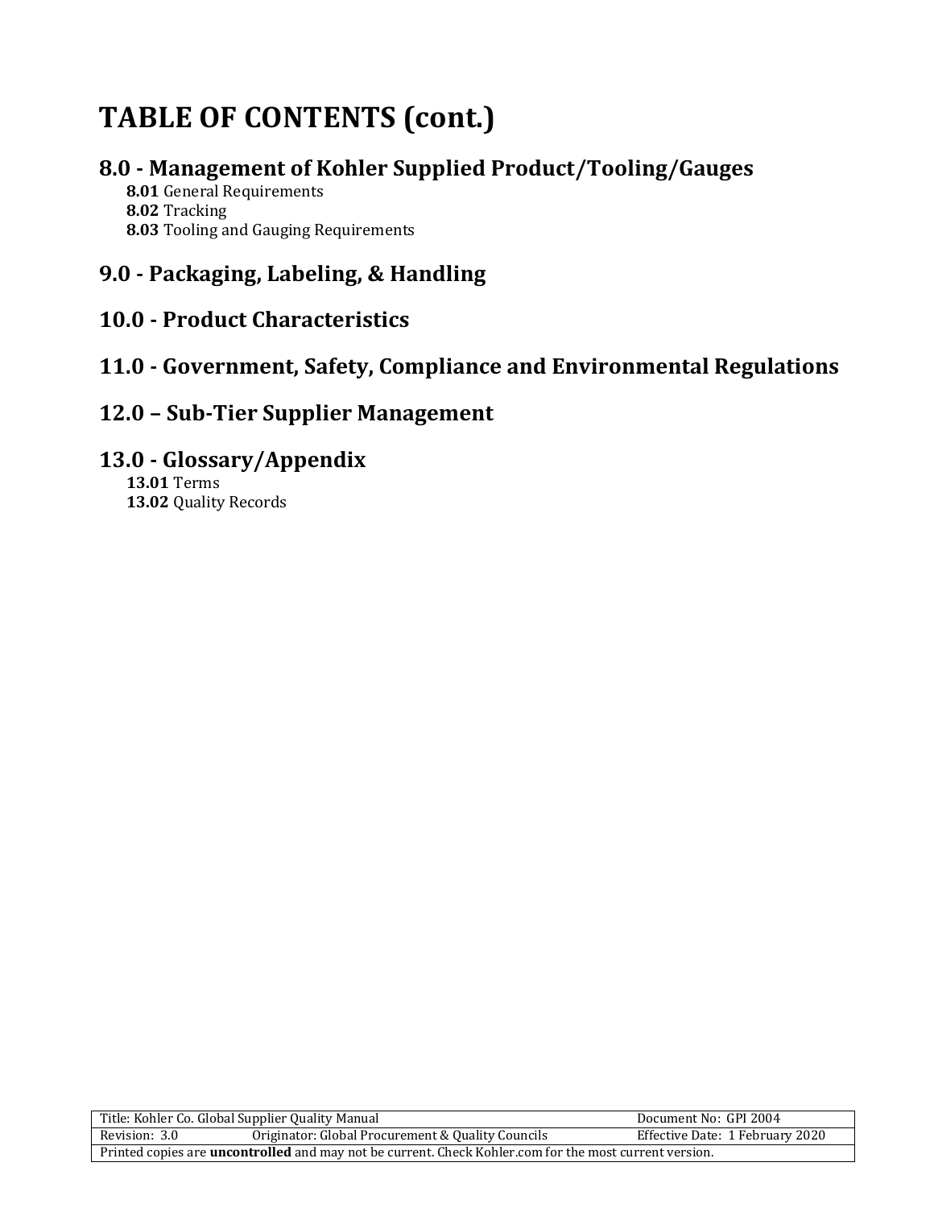# TABLE OF CONTENTS (cont.)

## 8.0 - Management of Kohler Supplied Product/Tooling/Gauges

**8.01** General Requirements
**8.02** Tracking
**8.03** Tooling and Gauging Requirements

## 9.0 - Packaging, Labeling, & Handling

## 10.0 - Product Characteristics

## 11.0 - Government, Safety, Compliance and Environmental Regulations

## 12.0 – Sub-Tier Supplier Management

## 13.0 - Glossary/Appendix

**13.01** Terms
**13.02** Quality Records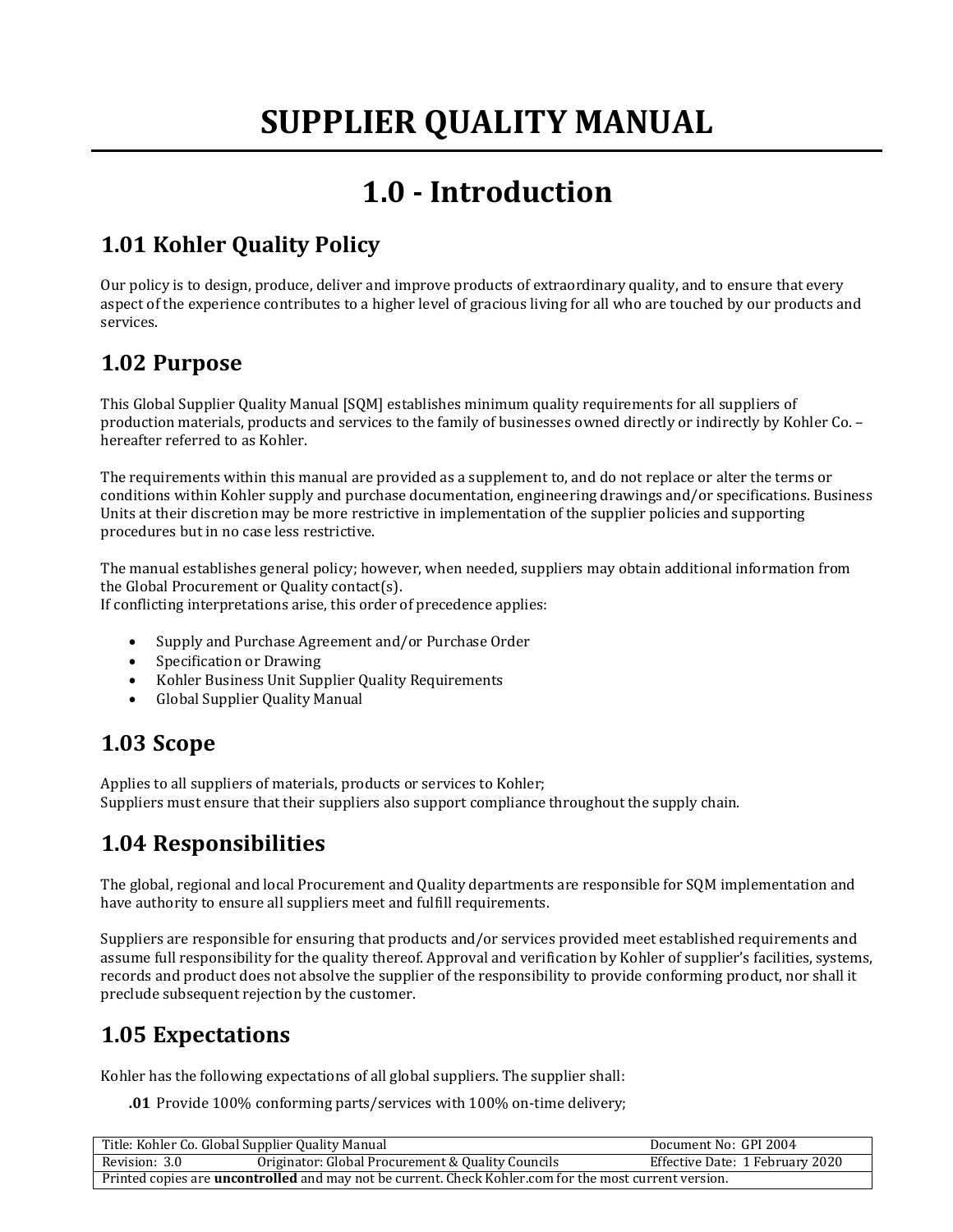# SUPPLIER QUALITY MANUAL

# 1.0 - Introduction

## 1.01 Kohler Quality Policy

Our policy is to design, produce, deliver and improve products of extraordinary quality, and to ensure that every aspect of the experience contributes to a higher level of gracious living for all who are touched by our products and services.

## 1.02 Purpose

This Global Supplier Quality Manual [SQM] establishes minimum quality requirements for all suppliers of production materials, products and services to the family of businesses owned directly or indirectly by Kohler Co. – hereafter referred to as Kohler.

The requirements within this manual are provided as a supplement to, and do not replace or alter the terms or conditions within Kohler supply and purchase documentation, engineering drawings and/or specifications. Business Units at their discretion may be more restrictive in implementation of the supplier policies and supporting procedures but in no case less restrictive.

The manual establishes general policy; however, when needed, suppliers may obtain additional information from the Global Procurement or Quality contact(s).
If conflicting interpretations arise, this order of precedence applies:

- Supply and Purchase Agreement and/or Purchase Order
- Specification or Drawing
- Kohler Business Unit Supplier Quality Requirements
- Global Supplier Quality Manual

## 1.03 Scope

Applies to all suppliers of materials, products or services to Kohler;
Suppliers must ensure that their suppliers also support compliance throughout the supply chain.

## 1.04 Responsibilities

The global, regional and local Procurement and Quality departments are responsible for SQM implementation and have authority to ensure all suppliers meet and fulfill requirements.

Suppliers are responsible for ensuring that products and/or services provided meet established requirements and assume full responsibility for the quality thereof. Approval and verification by Kohler of supplier's facilities, systems, records and product does not absolve the supplier of the responsibility to provide conforming product, nor shall it preclude subsequent rejection by the customer.

## 1.05 Expectations

Kohler has the following expectations of all global suppliers. The supplier shall:

**.01** Provide 100% conforming parts/services with 100% on-time delivery;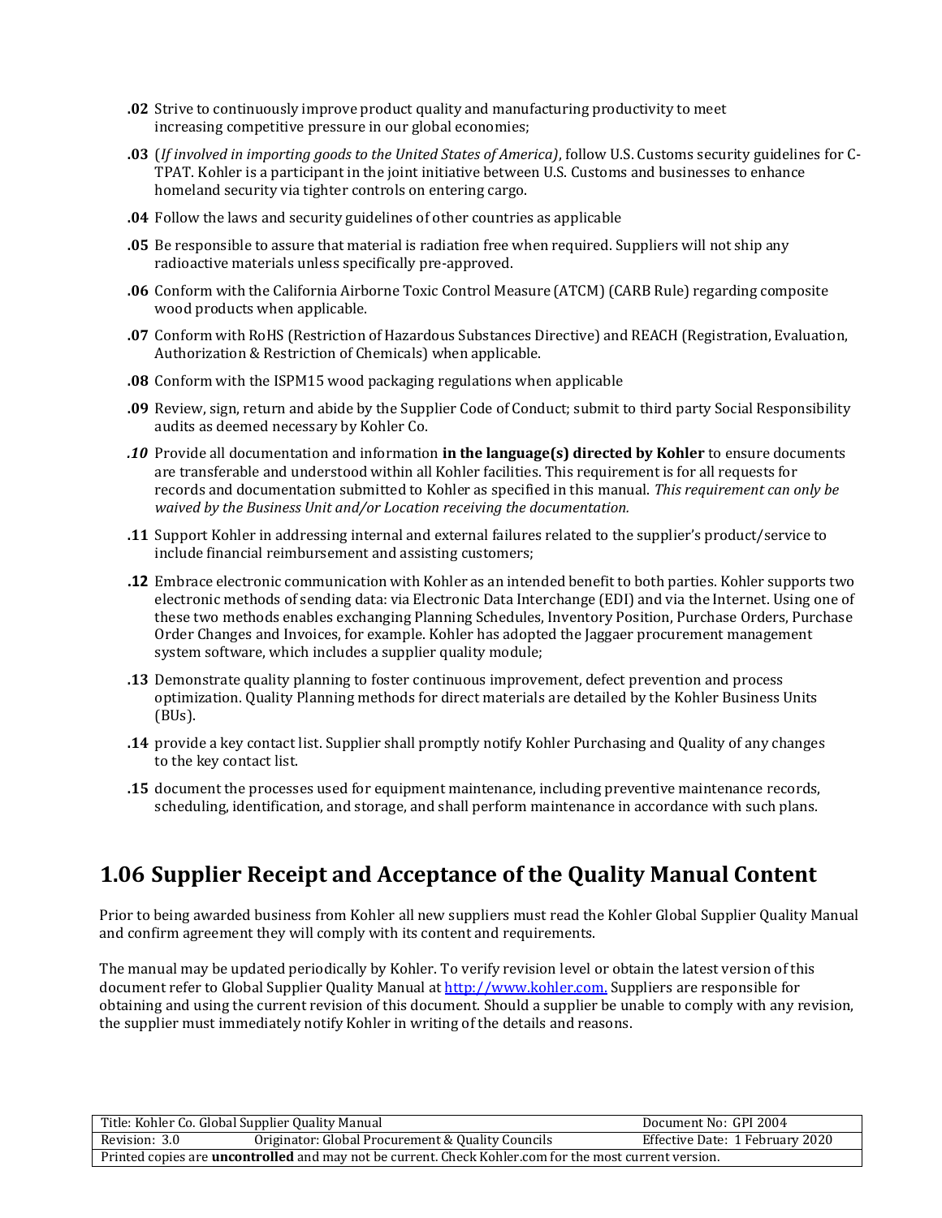**.02** Strive to continuously improve product quality and manufacturing productivity to meet increasing competitive pressure in our global economies;

**.03** (*If involved in importing goods to the United States of America)*, follow U.S. Customs security guidelines for C-TPAT. Kohler is a participant in the joint initiative between U.S. Customs and businesses to enhance homeland security via tighter controls on entering cargo.

**.04** Follow the laws and security guidelines of other countries as applicable

**.05** Be responsible to assure that material is radiation free when required. Suppliers will not ship any radioactive materials unless specifically pre-approved.

**.06** Conform with the California Airborne Toxic Control Measure (ATCM) (CARB Rule) regarding composite wood products when applicable.

**.07** Conform with RoHS (Restriction of Hazardous Substances Directive) and REACH (Registration, Evaluation, Authorization & Restriction of Chemicals) when applicable.

**.08** Conform with the ISPM15 wood packaging regulations when applicable

**.09** Review, sign, return and abide by the Supplier Code of Conduct; submit to third party Social Responsibility audits as deemed necessary by Kohler Co.

***.10*** Provide all documentation and information **in the language(s) directed by Kohler** to ensure documents are transferable and understood within all Kohler facilities. This requirement is for all requests for records and documentation submitted to Kohler as specified in this manual. *This requirement can only be waived by the Business Unit and/or Location receiving the documentation.*

**.11** Support Kohler in addressing internal and external failures related to the supplier's product/service to include financial reimbursement and assisting customers;

**.12** Embrace electronic communication with Kohler as an intended benefit to both parties. Kohler supports two electronic methods of sending data: via Electronic Data Interchange (EDI) and via the Internet. Using one of these two methods enables exchanging Planning Schedules, Inventory Position, Purchase Orders, Purchase Order Changes and Invoices, for example. Kohler has adopted the Jaggaer procurement management system software, which includes a supplier quality module;

**.13** Demonstrate quality planning to foster continuous improvement, defect prevention and process optimization. Quality Planning methods for direct materials are detailed by the Kohler Business Units (BUs).

**.14** provide a key contact list. Supplier shall promptly notify Kohler Purchasing and Quality of any changes to the key contact list.

**.15** document the processes used for equipment maintenance, including preventive maintenance records, scheduling, identification, and storage, and shall perform maintenance in accordance with such plans.

## 1.06 Supplier Receipt and Acceptance of the Quality Manual Content

Prior to being awarded business from Kohler all new suppliers must read the Kohler Global Supplier Quality Manual and confirm agreement they will comply with its content and requirements.

The manual may be updated periodically by Kohler. To verify revision level or obtain the latest version of this document refer to Global Supplier Quality Manual at [http://www.kohler.com.](http://www.kohler.com) Suppliers are responsible for obtaining and using the current revision of this document. Should a supplier be unable to comply with any revision, the supplier must immediately notify Kohler in writing of the details and reasons.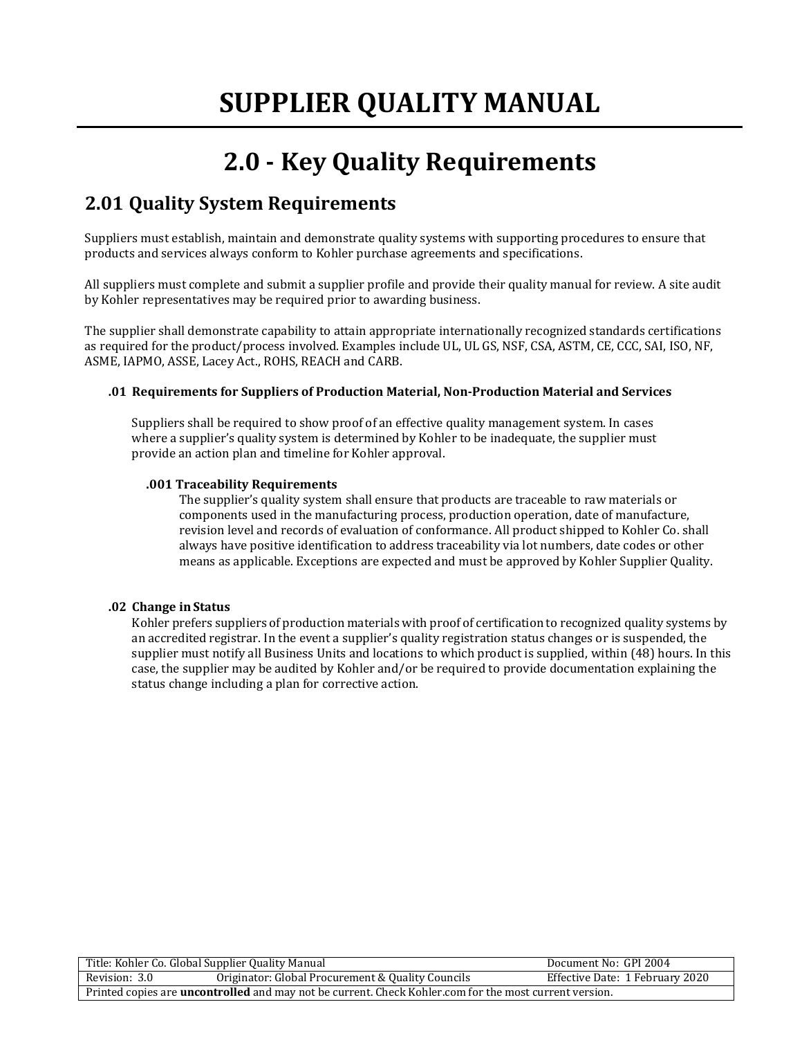# SUPPLIER QUALITY MANUAL

## 2.0 - Key Quality Requirements

### 2.01 Quality System Requirements

Suppliers must establish, maintain and demonstrate quality systems with supporting procedures to ensure that products and services always conform to Kohler purchase agreements and specifications.

All suppliers must complete and submit a supplier profile and provide their quality manual for review. A site audit by Kohler representatives may be required prior to awarding business.

The supplier shall demonstrate capability to attain appropriate internationally recognized standards certifications as required for the product/process involved. Examples include UL, UL GS, NSF, CSA, ASTM, CE, CCC, SAI, ISO, NF, ASME, IAPMO, ASSE, Lacey Act., ROHS, REACH and CARB.

#### .01 Requirements for Suppliers of Production Material, Non-Production Material and Services

Suppliers shall be required to show proof of an effective quality management system. In cases where a supplier's quality system is determined by Kohler to be inadequate, the supplier must provide an action plan and timeline for Kohler approval.

##### .001 Traceability Requirements

The supplier's quality system shall ensure that products are traceable to raw materials or components used in the manufacturing process, production operation, date of manufacture, revision level and records of evaluation of conformance. All product shipped to Kohler Co. shall always have positive identification to address traceability via lot numbers, date codes or other means as applicable. Exceptions are expected and must be approved by Kohler Supplier Quality.

#### .02 Change in Status

Kohler prefers suppliers of production materials with proof of certification to recognized quality systems by an accredited registrar. In the event a supplier's quality registration status changes or is suspended, the supplier must notify all Business Units and locations to which product is supplied, within (48) hours. In this case, the supplier may be audited by Kohler and/or be required to provide documentation explaining the status change including a plan for corrective action.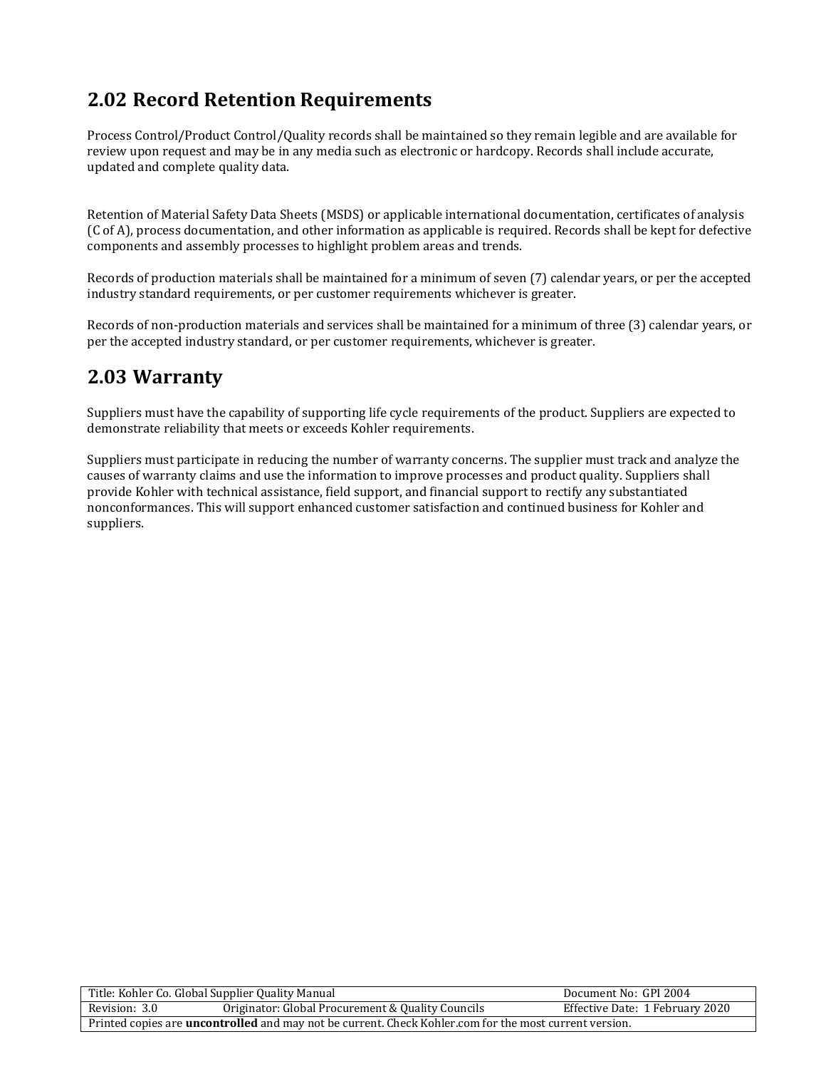## 2.02 Record Retention Requirements

Process Control/Product Control/Quality records shall be maintained so they remain legible and are available for review upon request and may be in any media such as electronic or hardcopy. Records shall include accurate, updated and complete quality data.

Retention of Material Safety Data Sheets (MSDS) or applicable international documentation, certificates of analysis (C of A), process documentation, and other information as applicable is required. Records shall be kept for defective components and assembly processes to highlight problem areas and trends.

Records of production materials shall be maintained for a minimum of seven (7) calendar years, or per the accepted industry standard requirements, or per customer requirements whichever is greater.

Records of non-production materials and services shall be maintained for a minimum of three (3) calendar years, or per the accepted industry standard, or per customer requirements, whichever is greater.

## 2.03 Warranty

Suppliers must have the capability of supporting life cycle requirements of the product. Suppliers are expected to demonstrate reliability that meets or exceeds Kohler requirements.

Suppliers must participate in reducing the number of warranty concerns. The supplier must track and analyze the causes of warranty claims and use the information to improve processes and product quality. Suppliers shall provide Kohler with technical assistance, field support, and financial support to rectify any substantiated nonconformances. This will support enhanced customer satisfaction and continued business for Kohler and suppliers.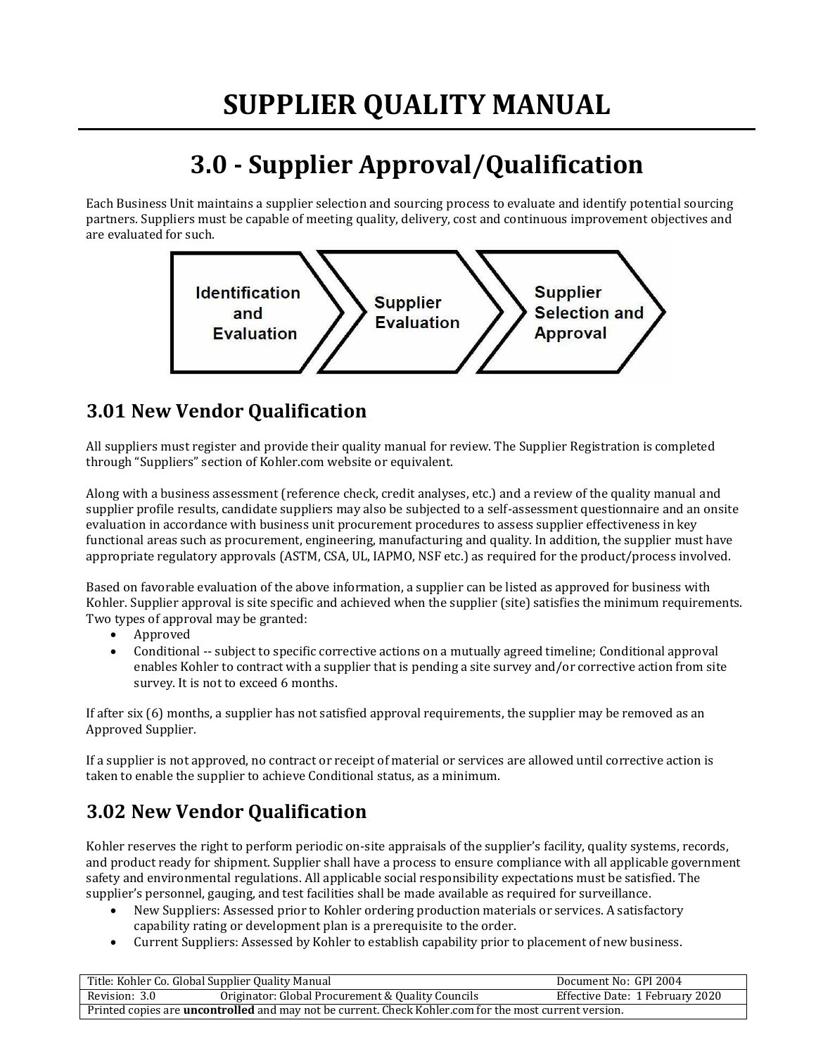# SUPPLIER QUALITY MANUAL

# 3.0 - Supplier Approval/Qualification

Each Business Unit maintains a supplier selection and sourcing process to evaluate and identify potential sourcing partners. Suppliers must be capable of meeting quality, delivery, cost and continuous improvement objectives and are evaluated for such.

Identification and Evaluation → Supplier Evaluation → Supplier Selection and Approval

## 3.01 New Vendor Qualification

All suppliers must register and provide their quality manual for review. The Supplier Registration is completed through "Suppliers" section of Kohler.com website or equivalent.

Along with a business assessment (reference check, credit analyses, etc.) and a review of the quality manual and supplier profile results, candidate suppliers may also be subjected to a self-assessment questionnaire and an onsite evaluation in accordance with business unit procurement procedures to assess supplier effectiveness in key functional areas such as procurement, engineering, manufacturing and quality. In addition, the supplier must have appropriate regulatory approvals (ASTM, CSA, UL, IAPMO, NSF etc.) as required for the product/process involved.

Based on favorable evaluation of the above information, a supplier can be listed as approved for business with Kohler. Supplier approval is site specific and achieved when the supplier (site) satisfies the minimum requirements. Two types of approval may be granted:

- Approved
- Conditional -- subject to specific corrective actions on a mutually agreed timeline; Conditional approval enables Kohler to contract with a supplier that is pending a site survey and/or corrective action from site survey. It is not to exceed 6 months.

If after six (6) months, a supplier has not satisfied approval requirements, the supplier may be removed as an Approved Supplier.

If a supplier is not approved, no contract or receipt of material or services are allowed until corrective action is taken to enable the supplier to achieve Conditional status, as a minimum.

## 3.02 New Vendor Qualification

Kohler reserves the right to perform periodic on-site appraisals of the supplier's facility, quality systems, records, and product ready for shipment. Supplier shall have a process to ensure compliance with all applicable government safety and environmental regulations. All applicable social responsibility expectations must be satisfied. The supplier's personnel, gauging, and test facilities shall be made available as required for surveillance.

- New Suppliers: Assessed prior to Kohler ordering production materials or services. A satisfactory capability rating or development plan is a prerequisite to the order.
- Current Suppliers: Assessed by Kohler to establish capability prior to placement of new business.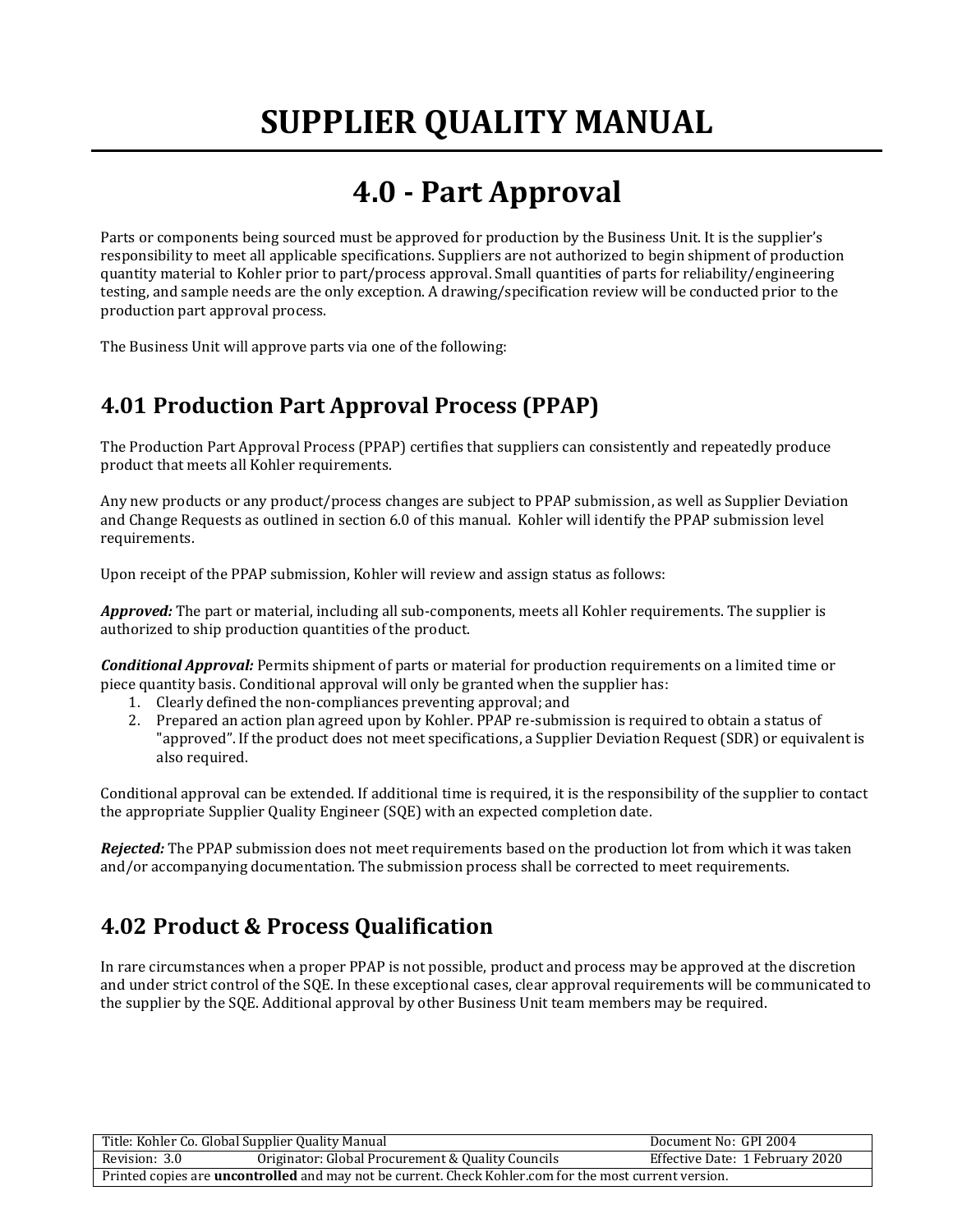# SUPPLIER QUALITY MANUAL

## 4.0 - Part Approval

Parts or components being sourced must be approved for production by the Business Unit. It is the supplier's responsibility to meet all applicable specifications. Suppliers are not authorized to begin shipment of production quantity material to Kohler prior to part/process approval. Small quantities of parts for reliability/engineering testing, and sample needs are the only exception. A drawing/specification review will be conducted prior to the production part approval process.

The Business Unit will approve parts via one of the following:

### 4.01 Production Part Approval Process (PPAP)

The Production Part Approval Process (PPAP) certifies that suppliers can consistently and repeatedly produce product that meets all Kohler requirements.

Any new products or any product/process changes are subject to PPAP submission, as well as Supplier Deviation and Change Requests as outlined in section 6.0 of this manual. Kohler will identify the PPAP submission level requirements.

Upon receipt of the PPAP submission, Kohler will review and assign status as follows:

***Approved:*** The part or material, including all sub-components, meets all Kohler requirements. The supplier is authorized to ship production quantities of the product.

***Conditional Approval:*** Permits shipment of parts or material for production requirements on a limited time or piece quantity basis. Conditional approval will only be granted when the supplier has:

1. Clearly defined the non-compliances preventing approval; and
2. Prepared an action plan agreed upon by Kohler. PPAP re-submission is required to obtain a status of "approved". If the product does not meet specifications, a Supplier Deviation Request (SDR) or equivalent is also required.

Conditional approval can be extended. If additional time is required, it is the responsibility of the supplier to contact the appropriate Supplier Quality Engineer (SQE) with an expected completion date.

***Rejected:*** The PPAP submission does not meet requirements based on the production lot from which it was taken and/or accompanying documentation. The submission process shall be corrected to meet requirements.

### 4.02 Product & Process Qualification

In rare circumstances when a proper PPAP is not possible, product and process may be approved at the discretion and under strict control of the SQE. In these exceptional cases, clear approval requirements will be communicated to the supplier by the SQE. Additional approval by other Business Unit team members may be required.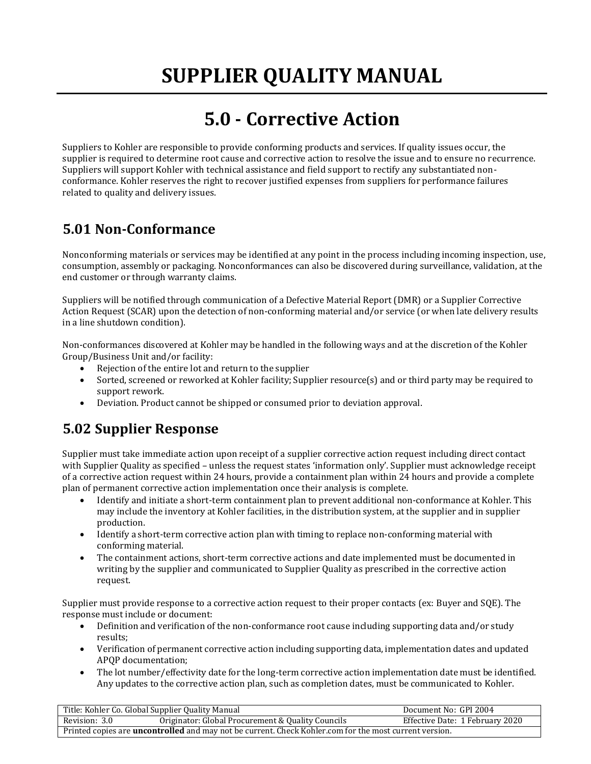# SUPPLIER QUALITY MANUAL

## 5.0 - Corrective Action

Suppliers to Kohler are responsible to provide conforming products and services. If quality issues occur, the supplier is required to determine root cause and corrective action to resolve the issue and to ensure no recurrence. Suppliers will support Kohler with technical assistance and field support to rectify any substantiated non-conformance. Kohler reserves the right to recover justified expenses from suppliers for performance failures related to quality and delivery issues.

### 5.01 Non-Conformance

Nonconforming materials or services may be identified at any point in the process including incoming inspection, use, consumption, assembly or packaging. Nonconformances can also be discovered during surveillance, validation, at the end customer or through warranty claims.

Suppliers will be notified through communication of a Defective Material Report (DMR) or a Supplier Corrective Action Request (SCAR) upon the detection of non-conforming material and/or service (or when late delivery results in a line shutdown condition).

Non-conformances discovered at Kohler may be handled in the following ways and at the discretion of the Kohler Group/Business Unit and/or facility:

- Rejection of the entire lot and return to the supplier
- Sorted, screened or reworked at Kohler facility; Supplier resource(s) and or third party may be required to support rework.
- Deviation. Product cannot be shipped or consumed prior to deviation approval.

### 5.02 Supplier Response

Supplier must take immediate action upon receipt of a supplier corrective action request including direct contact with Supplier Quality as specified – unless the request states 'information only'. Supplier must acknowledge receipt of a corrective action request within 24 hours, provide a containment plan within 24 hours and provide a complete plan of permanent corrective action implementation once their analysis is complete.

- Identify and initiate a short-term containment plan to prevent additional non-conformance at Kohler. This may include the inventory at Kohler facilities, in the distribution system, at the supplier and in supplier production.
- Identify a short-term corrective action plan with timing to replace non-conforming material with conforming material.
- The containment actions, short-term corrective actions and date implemented must be documented in writing by the supplier and communicated to Supplier Quality as prescribed in the corrective action request.

Supplier must provide response to a corrective action request to their proper contacts (ex: Buyer and SQE). The response must include or document:

- Definition and verification of the non-conformance root cause including supporting data and/or study results;
- Verification of permanent corrective action including supporting data, implementation dates and updated APQP documentation;
- The lot number/effectivity date for the long-term corrective action implementation date must be identified. Any updates to the corrective action plan, such as completion dates, must be communicated to Kohler.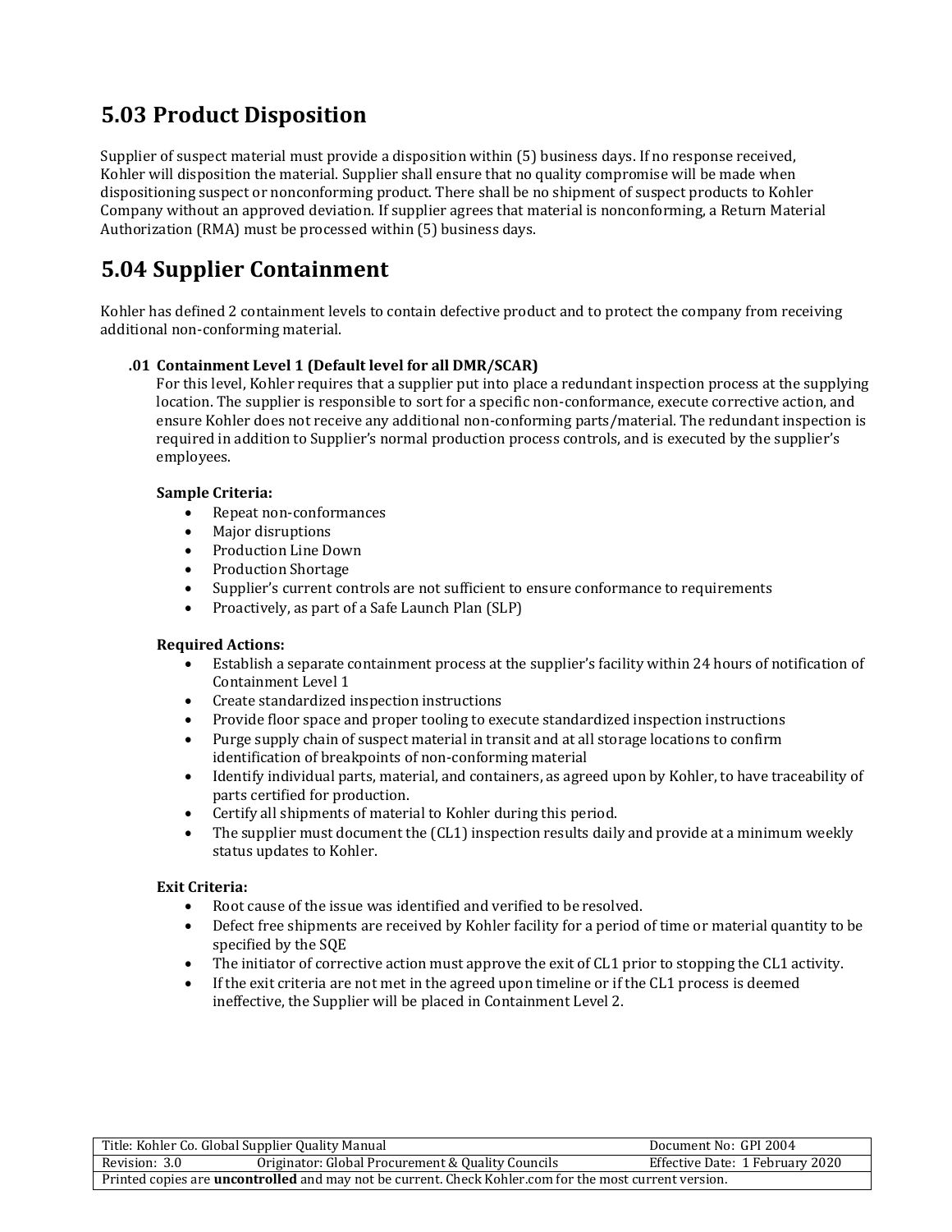## 5.03 Product Disposition

Supplier of suspect material must provide a disposition within (5) business days. If no response received, Kohler will disposition the material. Supplier shall ensure that no quality compromise will be made when dispositioning suspect or nonconforming product. There shall be no shipment of suspect products to Kohler Company without an approved deviation. If supplier agrees that material is nonconforming, a Return Material Authorization (RMA) must be processed within (5) business days.

## 5.04 Supplier Containment

Kohler has defined 2 containment levels to contain defective product and to protect the company from receiving additional non-conforming material.

### .01 Containment Level 1 (Default level for all DMR/SCAR)

For this level, Kohler requires that a supplier put into place a redundant inspection process at the supplying location. The supplier is responsible to sort for a specific non-conformance, execute corrective action, and ensure Kohler does not receive any additional non-conforming parts/material. The redundant inspection is required in addition to Supplier's normal production process controls, and is executed by the supplier's employees.

**Sample Criteria:**

- Repeat non-conformances
- Major disruptions
- Production Line Down
- Production Shortage
- Supplier's current controls are not sufficient to ensure conformance to requirements
- Proactively, as part of a Safe Launch Plan (SLP)

**Required Actions:**

- Establish a separate containment process at the supplier's facility within 24 hours of notification of Containment Level 1
- Create standardized inspection instructions
- Provide floor space and proper tooling to execute standardized inspection instructions
- Purge supply chain of suspect material in transit and at all storage locations to confirm identification of breakpoints of non-conforming material
- Identify individual parts, material, and containers, as agreed upon by Kohler, to have traceability of parts certified for production.
- Certify all shipments of material to Kohler during this period.
- The supplier must document the (CL1) inspection results daily and provide at a minimum weekly status updates to Kohler.

**Exit Criteria:**

- Root cause of the issue was identified and verified to be resolved.
- Defect free shipments are received by Kohler facility for a period of time or material quantity to be specified by the SQE
- The initiator of corrective action must approve the exit of CL1 prior to stopping the CL1 activity.
- If the exit criteria are not met in the agreed upon timeline or if the CL1 process is deemed ineffective, the Supplier will be placed in Containment Level 2.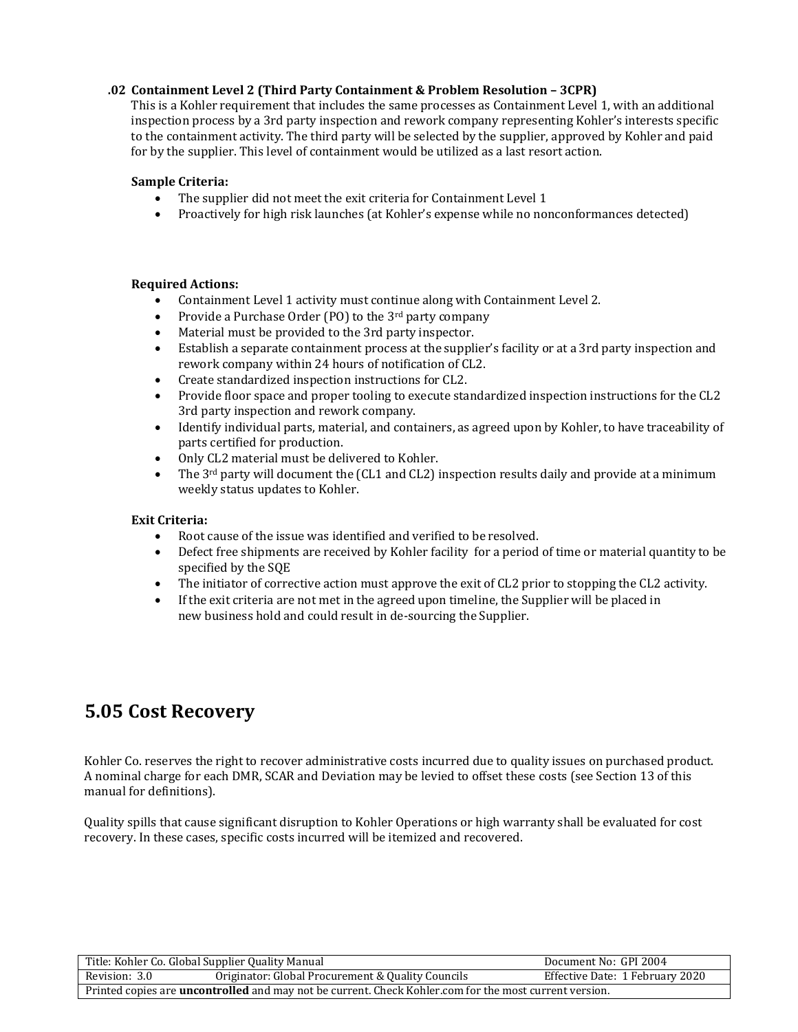### .02 Containment Level 2 (Third Party Containment & Problem Resolution – 3CPR)

This is a Kohler requirement that includes the same processes as Containment Level 1, with an additional inspection process by a 3rd party inspection and rework company representing Kohler's interests specific to the containment activity. The third party will be selected by the supplier, approved by Kohler and paid for by the supplier. This level of containment would be utilized as a last resort action.

**Sample Criteria:**

- The supplier did not meet the exit criteria for Containment Level 1
- Proactively for high risk launches (at Kohler's expense while no nonconformances detected)

**Required Actions:**

- Containment Level 1 activity must continue along with Containment Level 2.
- Provide a Purchase Order (PO) to the 3rd party company
- Material must be provided to the 3rd party inspector.
- Establish a separate containment process at the supplier's facility or at a 3rd party inspection and rework company within 24 hours of notification of CL2.
- Create standardized inspection instructions for CL2.
- Provide floor space and proper tooling to execute standardized inspection instructions for the CL2 3rd party inspection and rework company.
- Identify individual parts, material, and containers, as agreed upon by Kohler, to have traceability of parts certified for production.
- Only CL2 material must be delivered to Kohler.
- The 3rd party will document the (CL1 and CL2) inspection results daily and provide at a minimum weekly status updates to Kohler.

**Exit Criteria:**

- Root cause of the issue was identified and verified to be resolved.
- Defect free shipments are received by Kohler facility for a period of time or material quantity to be specified by the SQE
- The initiator of corrective action must approve the exit of CL2 prior to stopping the CL2 activity.
- If the exit criteria are not met in the agreed upon timeline, the Supplier will be placed in new business hold and could result in de-sourcing the Supplier.

## 5.05 Cost Recovery

Kohler Co. reserves the right to recover administrative costs incurred due to quality issues on purchased product. A nominal charge for each DMR, SCAR and Deviation may be levied to offset these costs (see Section 13 of this manual for definitions).

Quality spills that cause significant disruption to Kohler Operations or high warranty shall be evaluated for cost recovery. In these cases, specific costs incurred will be itemized and recovered.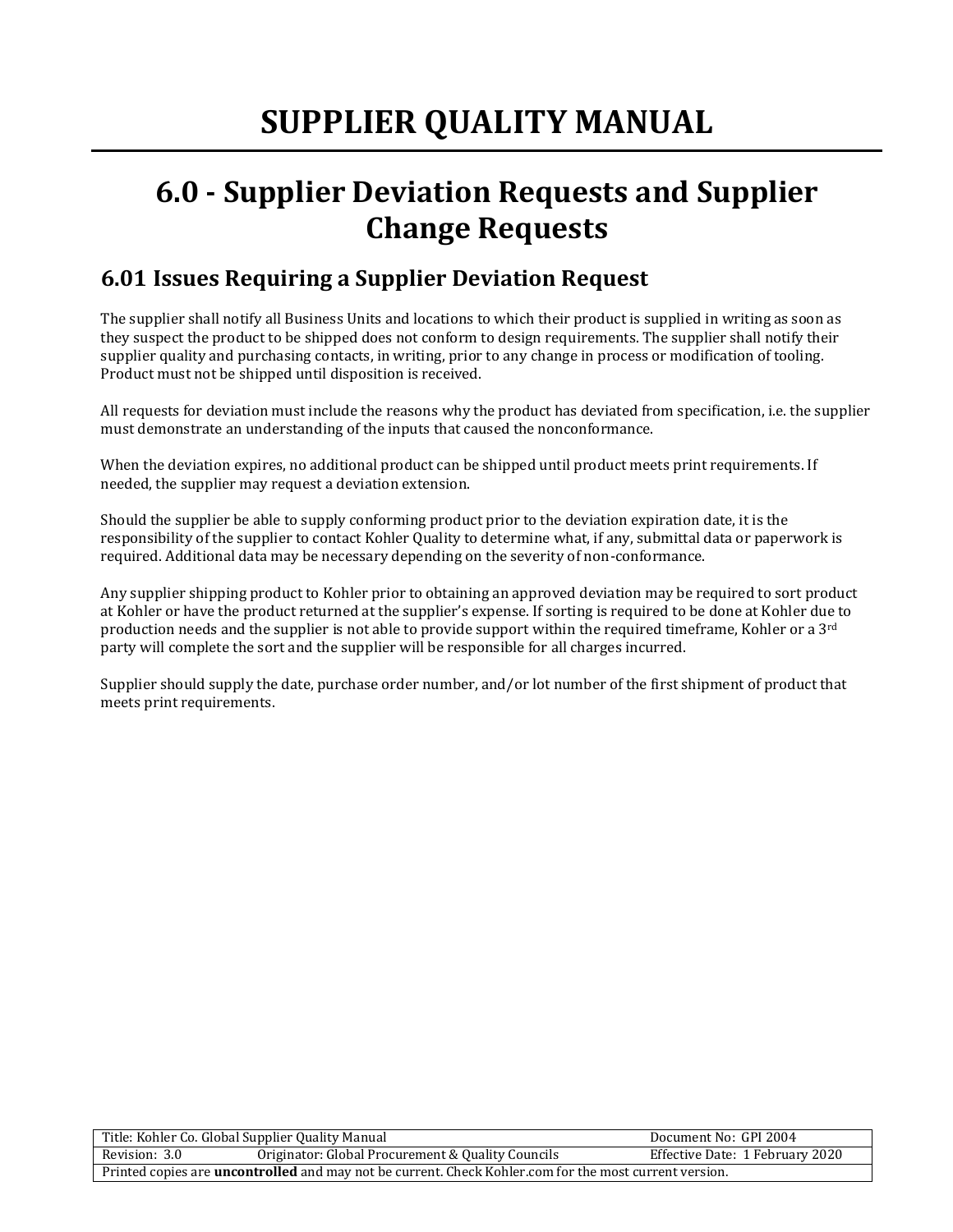# SUPPLIER QUALITY MANUAL

## 6.0 - Supplier Deviation Requests and Supplier Change Requests

### 6.01 Issues Requiring a Supplier Deviation Request

The supplier shall notify all Business Units and locations to which their product is supplied in writing as soon as they suspect the product to be shipped does not conform to design requirements. The supplier shall notify their supplier quality and purchasing contacts, in writing, prior to any change in process or modification of tooling. Product must not be shipped until disposition is received.

All requests for deviation must include the reasons why the product has deviated from specification, i.e. the supplier must demonstrate an understanding of the inputs that caused the nonconformance.

When the deviation expires, no additional product can be shipped until product meets print requirements. If needed, the supplier may request a deviation extension.

Should the supplier be able to supply conforming product prior to the deviation expiration date, it is the responsibility of the supplier to contact Kohler Quality to determine what, if any, submittal data or paperwork is required. Additional data may be necessary depending on the severity of non-conformance.

Any supplier shipping product to Kohler prior to obtaining an approved deviation may be required to sort product at Kohler or have the product returned at the supplier's expense. If sorting is required to be done at Kohler due to production needs and the supplier is not able to provide support within the required timeframe, Kohler or a 3rd party will complete the sort and the supplier will be responsible for all charges incurred.

Supplier should supply the date, purchase order number, and/or lot number of the first shipment of product that meets print requirements.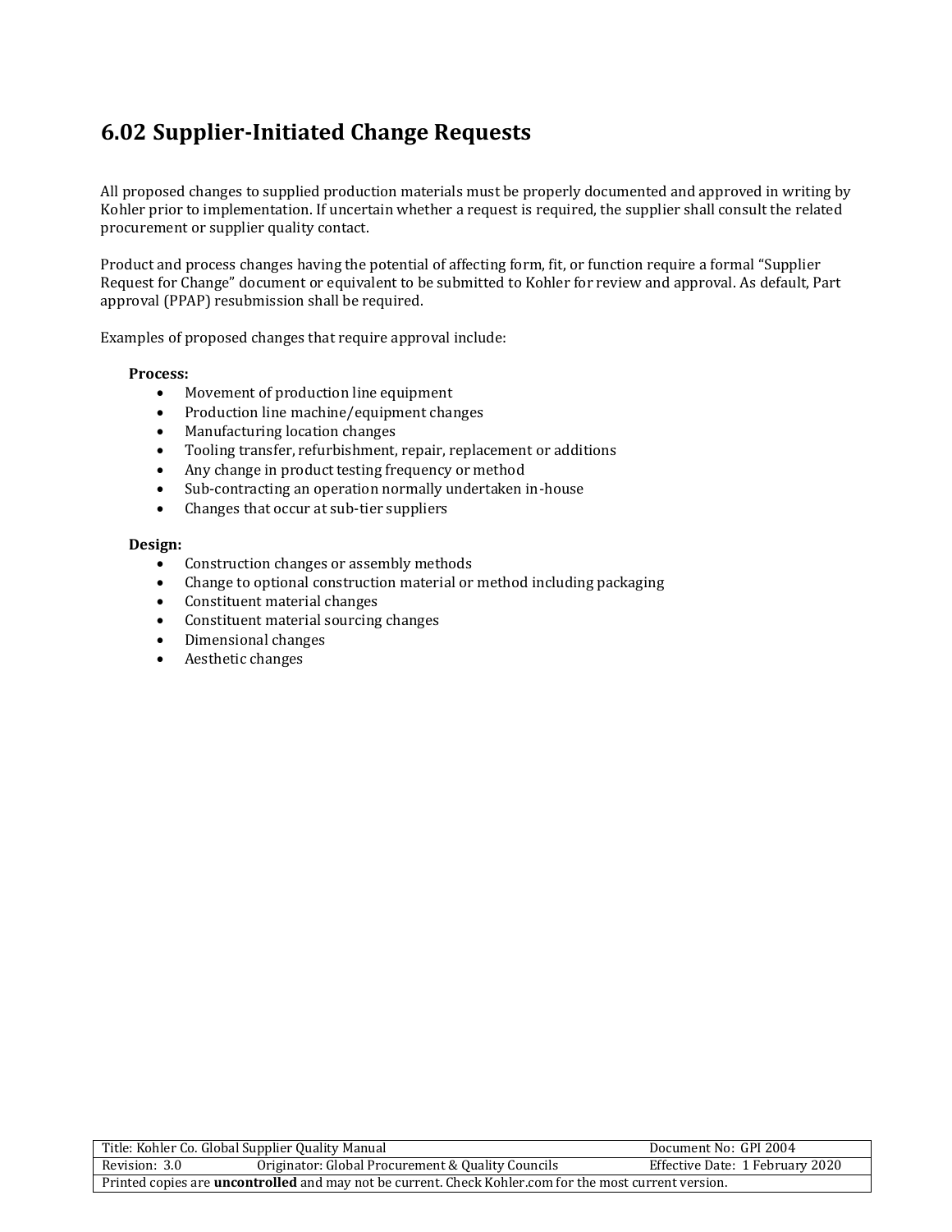## 6.02 Supplier-Initiated Change Requests

All proposed changes to supplied production materials must be properly documented and approved in writing by Kohler prior to implementation. If uncertain whether a request is required, the supplier shall consult the related procurement or supplier quality contact.

Product and process changes having the potential of affecting form, fit, or function require a formal "Supplier Request for Change" document or equivalent to be submitted to Kohler for review and approval. As default, Part approval (PPAP) resubmission shall be required.

Examples of proposed changes that require approval include:

**Process:**

- Movement of production line equipment
- Production line machine/equipment changes
- Manufacturing location changes
- Tooling transfer, refurbishment, repair, replacement or additions
- Any change in product testing frequency or method
- Sub-contracting an operation normally undertaken in-house
- Changes that occur at sub-tier suppliers

**Design:**

- Construction changes or assembly methods
- Change to optional construction material or method including packaging
- Constituent material changes
- Constituent material sourcing changes
- Dimensional changes
- Aesthetic changes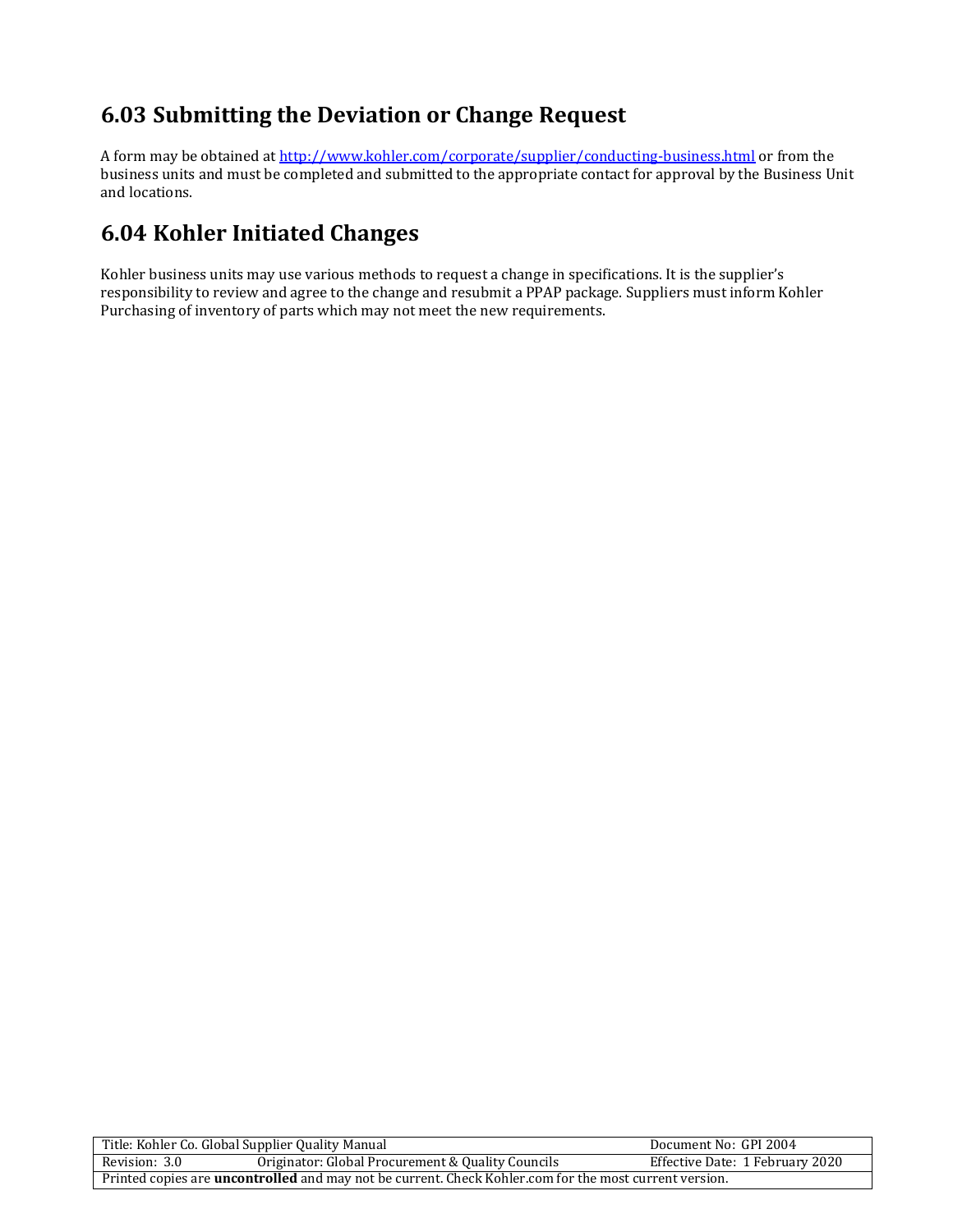## 6.03 Submitting the Deviation or Change Request

A form may be obtained at http://www.kohler.com/corporate/supplier/conducting-business.html or from the business units and must be completed and submitted to the appropriate contact for approval by the Business Unit and locations.

## 6.04 Kohler Initiated Changes

Kohler business units may use various methods to request a change in specifications. It is the supplier's responsibility to review and agree to the change and resubmit a PPAP package. Suppliers must inform Kohler Purchasing of inventory of parts which may not meet the new requirements.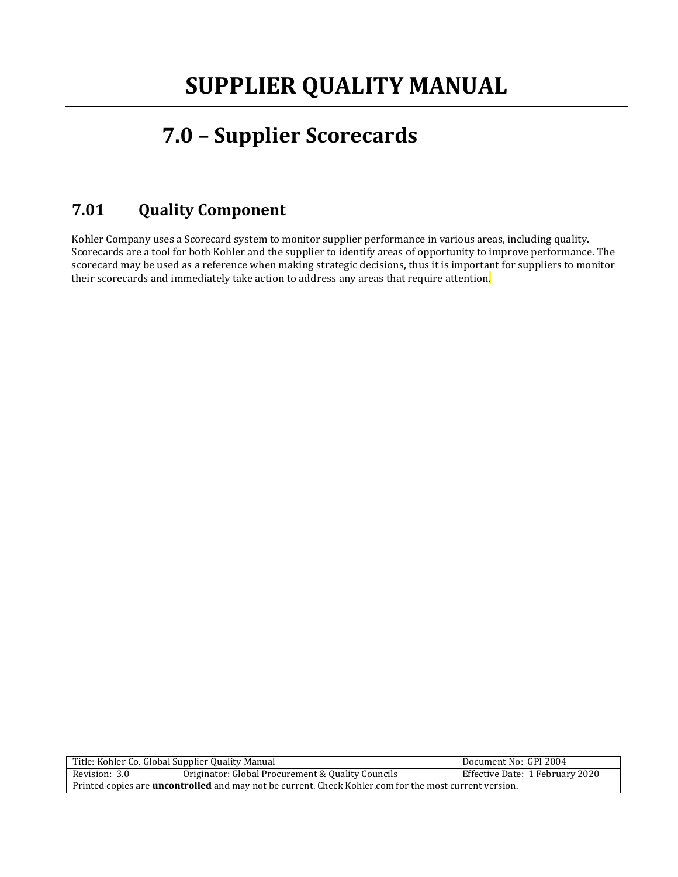# SUPPLIER QUALITY MANUAL

## 7.0 – Supplier Scorecards

### 7.01 Quality Component

Kohler Company uses a Scorecard system to monitor supplier performance in various areas, including quality. Scorecards are a tool for both Kohler and the supplier to identify areas of opportunity to improve performance. The scorecard may be used as a reference when making strategic decisions, thus it is important for suppliers to monitor their scorecards and immediately take action to address any areas that require attention.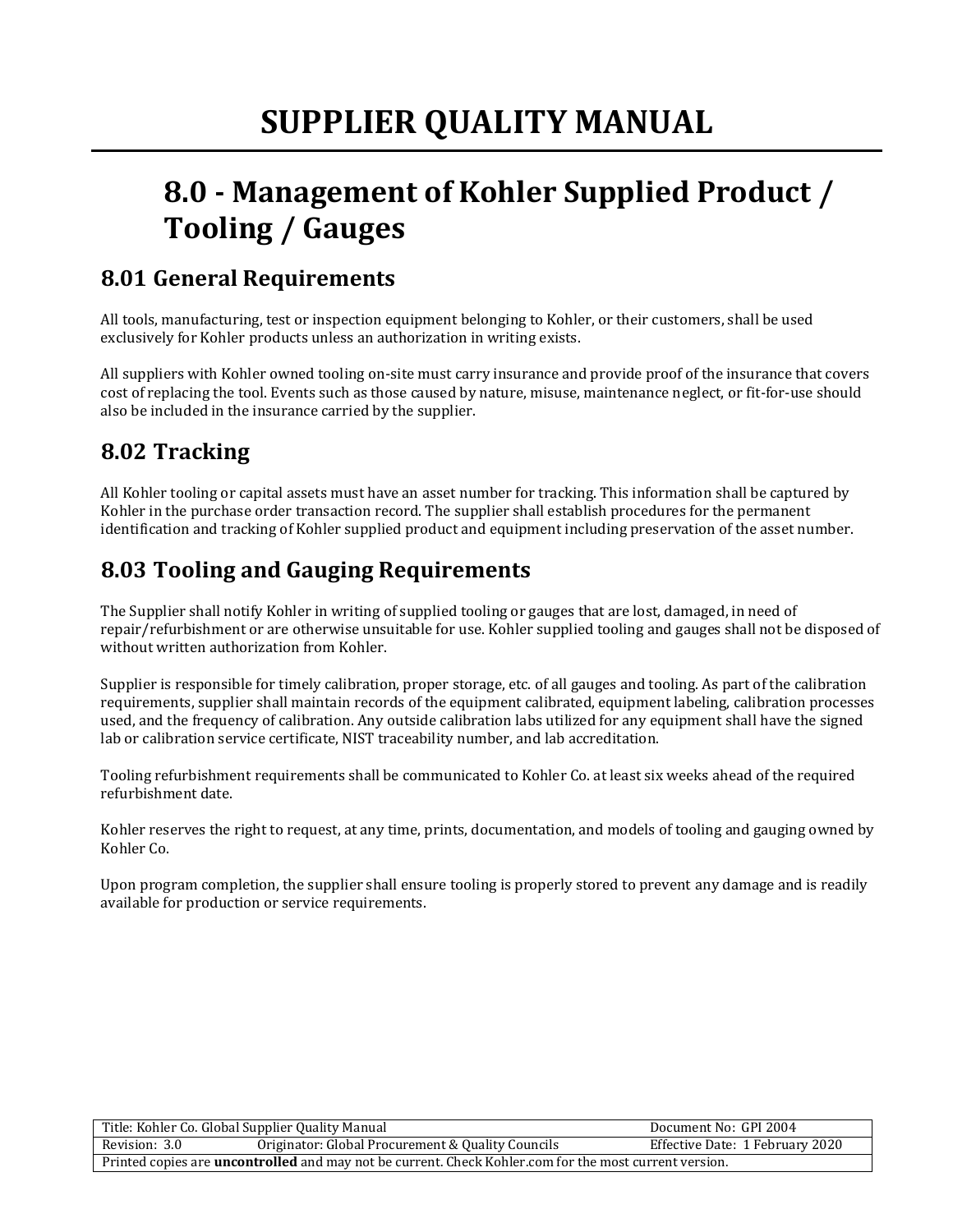# SUPPLIER QUALITY MANUAL

## 8.0 - Management of Kohler Supplied Product / Tooling / Gauges

### 8.01 General Requirements

All tools, manufacturing, test or inspection equipment belonging to Kohler, or their customers, shall be used exclusively for Kohler products unless an authorization in writing exists.

All suppliers with Kohler owned tooling on-site must carry insurance and provide proof of the insurance that covers cost of replacing the tool. Events such as those caused by nature, misuse, maintenance neglect, or fit-for-use should also be included in the insurance carried by the supplier.

### 8.02 Tracking

All Kohler tooling or capital assets must have an asset number for tracking. This information shall be captured by Kohler in the purchase order transaction record. The supplier shall establish procedures for the permanent identification and tracking of Kohler supplied product and equipment including preservation of the asset number.

### 8.03 Tooling and Gauging Requirements

The Supplier shall notify Kohler in writing of supplied tooling or gauges that are lost, damaged, in need of repair/refurbishment or are otherwise unsuitable for use. Kohler supplied tooling and gauges shall not be disposed of without written authorization from Kohler.

Supplier is responsible for timely calibration, proper storage, etc. of all gauges and tooling. As part of the calibration requirements, supplier shall maintain records of the equipment calibrated, equipment labeling, calibration processes used, and the frequency of calibration. Any outside calibration labs utilized for any equipment shall have the signed lab or calibration service certificate, NIST traceability number, and lab accreditation.

Tooling refurbishment requirements shall be communicated to Kohler Co. at least six weeks ahead of the required refurbishment date.

Kohler reserves the right to request, at any time, prints, documentation, and models of tooling and gauging owned by Kohler Co.

Upon program completion, the supplier shall ensure tooling is properly stored to prevent any damage and is readily available for production or service requirements.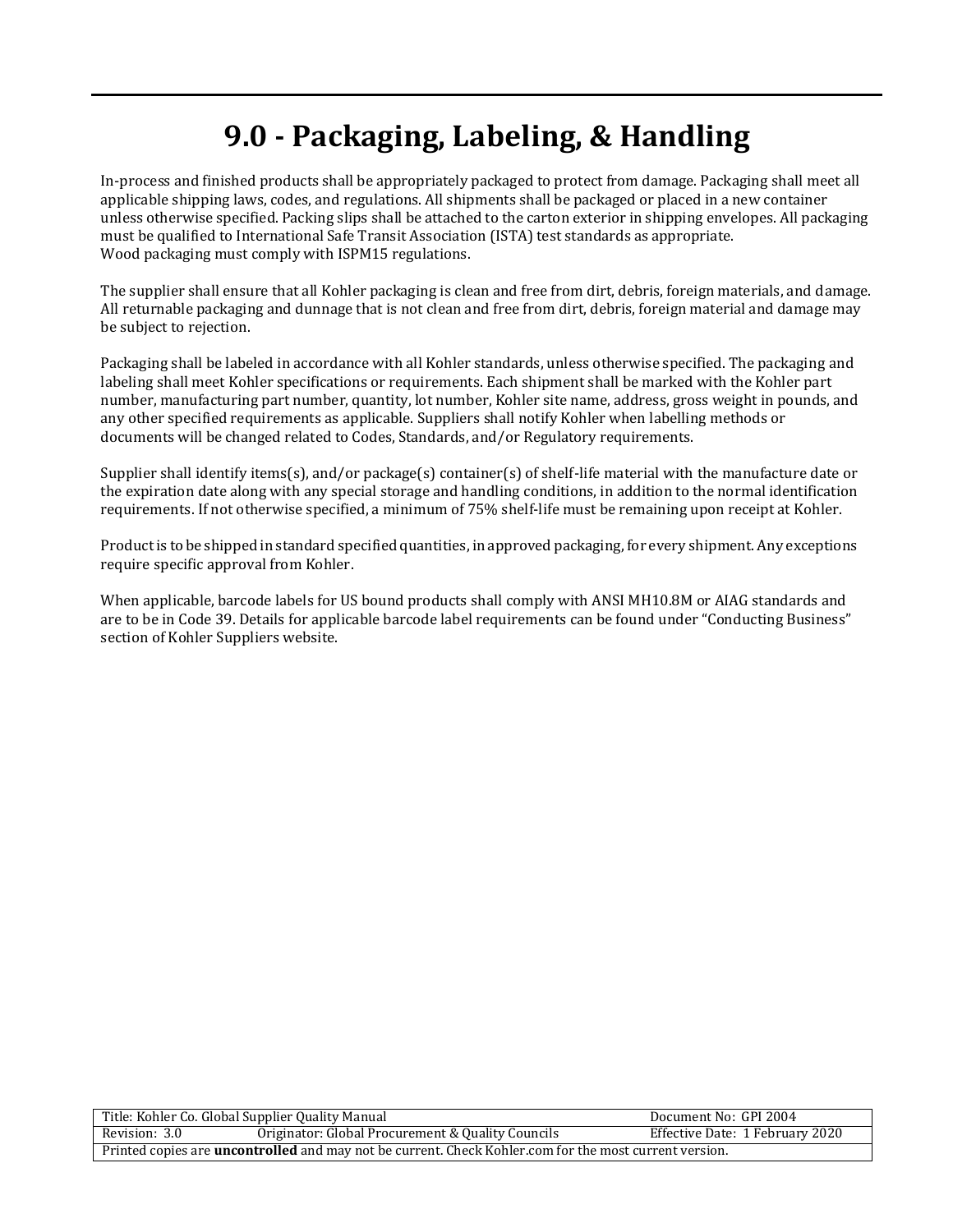# 9.0 - Packaging, Labeling, & Handling

In-process and finished products shall be appropriately packaged to protect from damage. Packaging shall meet all applicable shipping laws, codes, and regulations. All shipments shall be packaged or placed in a new container unless otherwise specified. Packing slips shall be attached to the carton exterior in shipping envelopes. All packaging must be qualified to International Safe Transit Association (ISTA) test standards as appropriate.
Wood packaging must comply with ISPM15 regulations.

The supplier shall ensure that all Kohler packaging is clean and free from dirt, debris, foreign materials, and damage. All returnable packaging and dunnage that is not clean and free from dirt, debris, foreign material and damage may be subject to rejection.

Packaging shall be labeled in accordance with all Kohler standards, unless otherwise specified. The packaging and labeling shall meet Kohler specifications or requirements. Each shipment shall be marked with the Kohler part number, manufacturing part number, quantity, lot number, Kohler site name, address, gross weight in pounds, and any other specified requirements as applicable. Suppliers shall notify Kohler when labelling methods or documents will be changed related to Codes, Standards, and/or Regulatory requirements.

Supplier shall identify items(s), and/or package(s) container(s) of shelf-life material with the manufacture date or the expiration date along with any special storage and handling conditions, in addition to the normal identification requirements. If not otherwise specified, a minimum of 75% shelf-life must be remaining upon receipt at Kohler.

Product is to be shipped in standard specified quantities, in approved packaging, for every shipment. Any exceptions require specific approval from Kohler.

When applicable, barcode labels for US bound products shall comply with ANSI MH10.8M or AIAG standards and are to be in Code 39. Details for applicable barcode label requirements can be found under "Conducting Business" section of Kohler Suppliers website.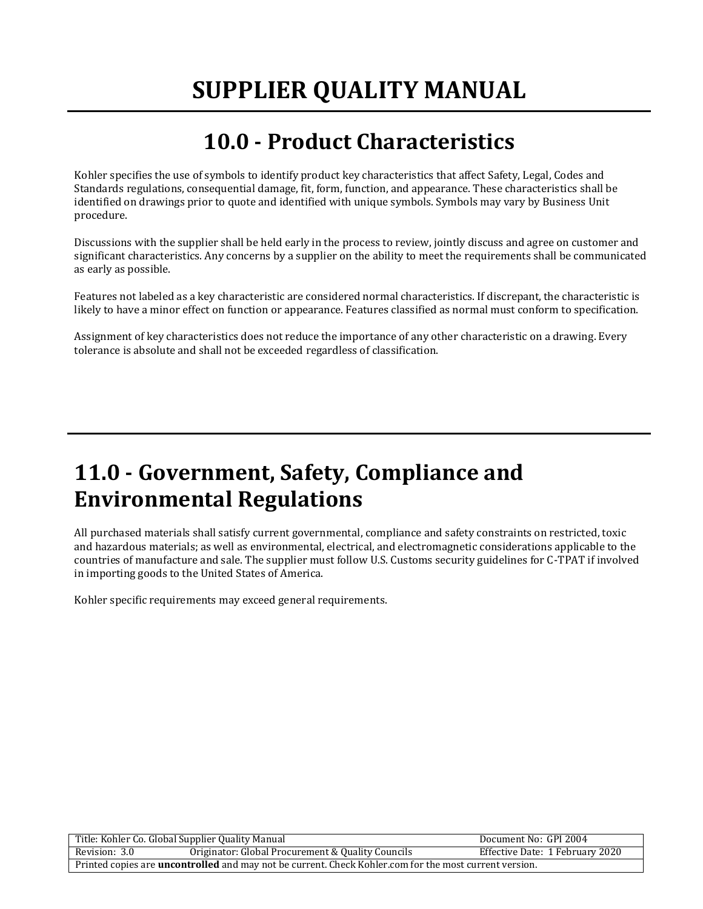# SUPPLIER QUALITY MANUAL

## 10.0 - Product Characteristics

Kohler specifies the use of symbols to identify product key characteristics that affect Safety, Legal, Codes and Standards regulations, consequential damage, fit, form, function, and appearance. These characteristics shall be identified on drawings prior to quote and identified with unique symbols. Symbols may vary by Business Unit procedure.

Discussions with the supplier shall be held early in the process to review, jointly discuss and agree on customer and significant characteristics. Any concerns by a supplier on the ability to meet the requirements shall be communicated as early as possible.

Features not labeled as a key characteristic are considered normal characteristics. If discrepant, the characteristic is likely to have a minor effect on function or appearance. Features classified as normal must conform to specification.

Assignment of key characteristics does not reduce the importance of any other characteristic on a drawing. Every tolerance is absolute and shall not be exceeded regardless of classification.

## 11.0 - Government, Safety, Compliance and Environmental Regulations

All purchased materials shall satisfy current governmental, compliance and safety constraints on restricted, toxic and hazardous materials; as well as environmental, electrical, and electromagnetic considerations applicable to the countries of manufacture and sale. The supplier must follow U.S. Customs security guidelines for C-TPAT if involved in importing goods to the United States of America.

Kohler specific requirements may exceed general requirements.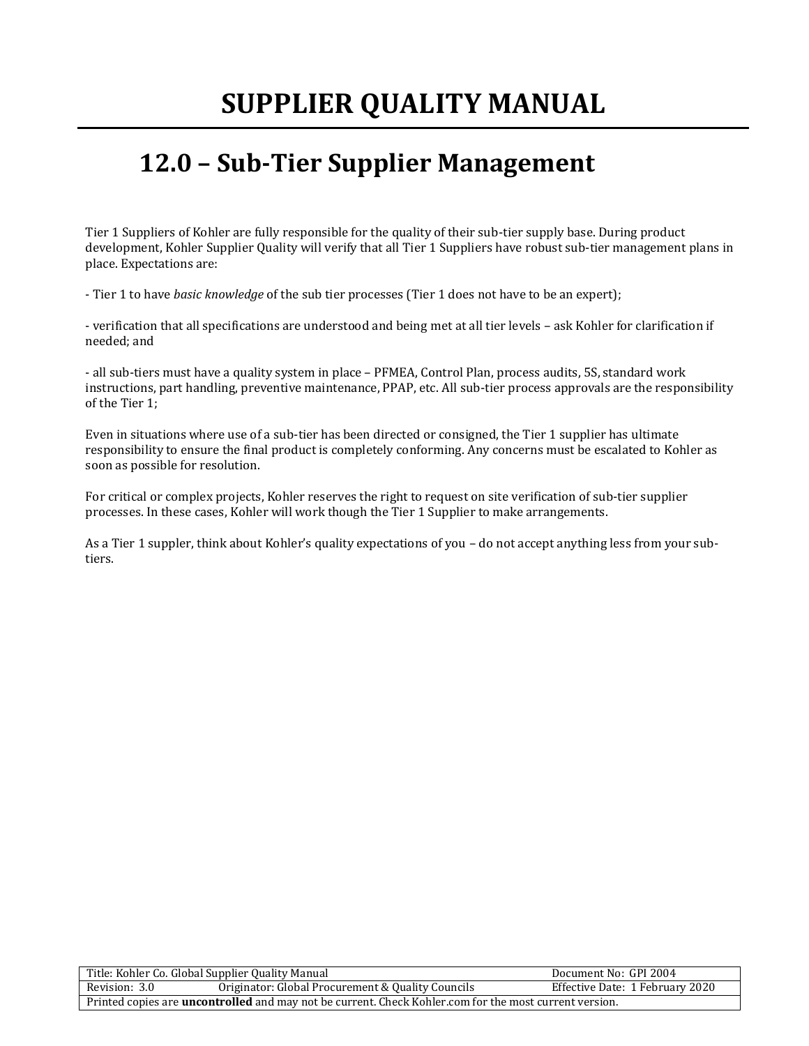# SUPPLIER QUALITY MANUAL

## 12.0 – Sub-Tier Supplier Management

Tier 1 Suppliers of Kohler are fully responsible for the quality of their sub-tier supply base. During product development, Kohler Supplier Quality will verify that all Tier 1 Suppliers have robust sub-tier management plans in place. Expectations are:

- Tier 1 to have *basic knowledge* of the sub tier processes (Tier 1 does not have to be an expert);

- verification that all specifications are understood and being met at all tier levels – ask Kohler for clarification if needed; and

- all sub-tiers must have a quality system in place – PFMEA, Control Plan, process audits, 5S, standard work instructions, part handling, preventive maintenance, PPAP, etc. All sub-tier process approvals are the responsibility of the Tier 1;

Even in situations where use of a sub-tier has been directed or consigned, the Tier 1 supplier has ultimate responsibility to ensure the final product is completely conforming. Any concerns must be escalated to Kohler as soon as possible for resolution.

For critical or complex projects, Kohler reserves the right to request on site verification of sub-tier supplier processes. In these cases, Kohler will work though the Tier 1 Supplier to make arrangements.

As a Tier 1 suppler, think about Kohler's quality expectations of you – do not accept anything less from your sub-tiers.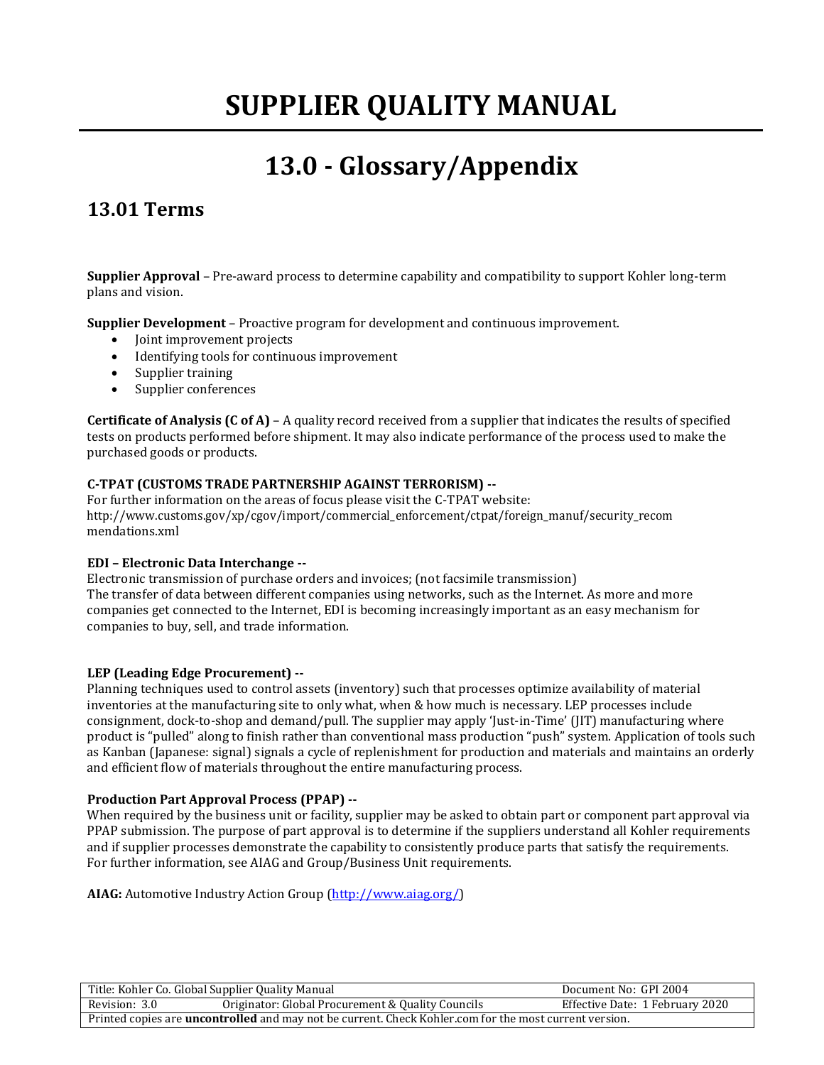# SUPPLIER QUALITY MANUAL

# 13.0 - Glossary/Appendix

## 13.01 Terms

**Supplier Approval** – Pre-award process to determine capability and compatibility to support Kohler long-term plans and vision.

**Supplier Development** – Proactive program for development and continuous improvement.

- Joint improvement projects
- Identifying tools for continuous improvement
- Supplier training
- Supplier conferences

**Certificate of Analysis (C of A)** – A quality record received from a supplier that indicates the results of specified tests on products performed before shipment. It may also indicate performance of the process used to make the purchased goods or products.

**C-TPAT (CUSTOMS TRADE PARTNERSHIP AGAINST TERRORISM) --**
For further information on the areas of focus please visit the C-TPAT website:
http://www.customs.gov/xp/cgov/import/commercial_enforcement/ctpat/foreign_manuf/security_recommendations.xml

**EDI – Electronic Data Interchange --**
Electronic transmission of purchase orders and invoices; (not facsimile transmission)
The transfer of data between different companies using networks, such as the Internet. As more and more companies get connected to the Internet, EDI is becoming increasingly important as an easy mechanism for companies to buy, sell, and trade information.

**LEP (Leading Edge Procurement) --**
Planning techniques used to control assets (inventory) such that processes optimize availability of material inventories at the manufacturing site to only what, when & how much is necessary. LEP processes include consignment, dock-to-shop and demand/pull. The supplier may apply 'Just-in-Time' (JIT) manufacturing where product is "pulled" along to finish rather than conventional mass production "push" system. Application of tools such as Kanban (Japanese: signal) signals a cycle of replenishment for production and materials and maintains an orderly and efficient flow of materials throughout the entire manufacturing process.

**Production Part Approval Process (PPAP) --**
When required by the business unit or facility, supplier may be asked to obtain part or component part approval via PPAP submission. The purpose of part approval is to determine if the suppliers understand all Kohler requirements and if supplier processes demonstrate the capability to consistently produce parts that satisfy the requirements. For further information, see AIAG and Group/Business Unit requirements.

**AIAG:** Automotive Industry Action Group (http://www.aiag.org/)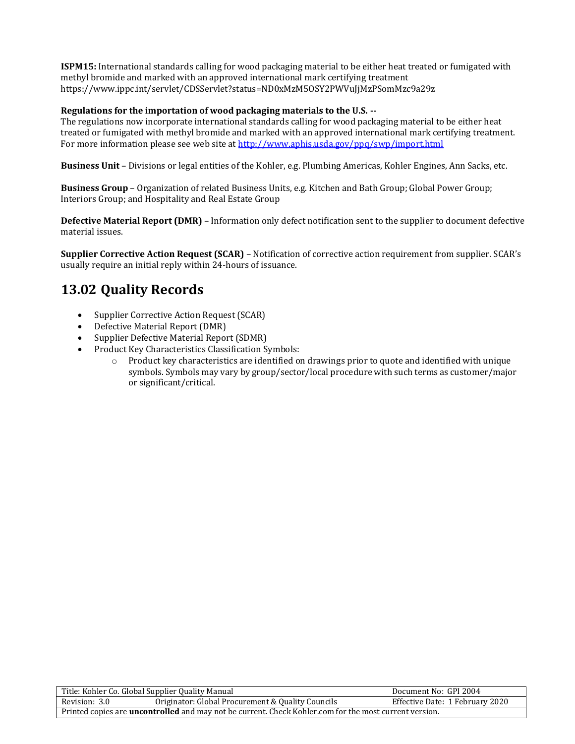**ISPM15:** International standards calling for wood packaging material to be either heat treated or fumigated with methyl bromide and marked with an approved international mark certifying treatment https://www.ippc.int/servlet/CDSServlet?status=ND0xMzM5OSY2PWVuJjMzPSomMzc9a29z

**Regulations for the importation of wood packaging materials to the U.S. --**
The regulations now incorporate international standards calling for wood packaging material to be either heat treated or fumigated with methyl bromide and marked with an approved international mark certifying treatment. For more information please see web site at http://www.aphis.usda.gov/ppq/swp/import.html

**Business Unit** – Divisions or legal entities of the Kohler, e.g. Plumbing Americas, Kohler Engines, Ann Sacks, etc.

**Business Group** – Organization of related Business Units, e.g. Kitchen and Bath Group; Global Power Group; Interiors Group; and Hospitality and Real Estate Group

**Defective Material Report (DMR)** – Information only defect notification sent to the supplier to document defective material issues.

**Supplier Corrective Action Request (SCAR)** – Notification of corrective action requirement from supplier. SCAR's usually require an initial reply within 24-hours of issuance.

## 13.02 Quality Records

- Supplier Corrective Action Request (SCAR)
- Defective Material Report (DMR)
- Supplier Defective Material Report (SDMR)
- Product Key Characteristics Classification Symbols:
  - Product key characteristics are identified on drawings prior to quote and identified with unique symbols. Symbols may vary by group/sector/local procedure with such terms as customer/major or significant/critical.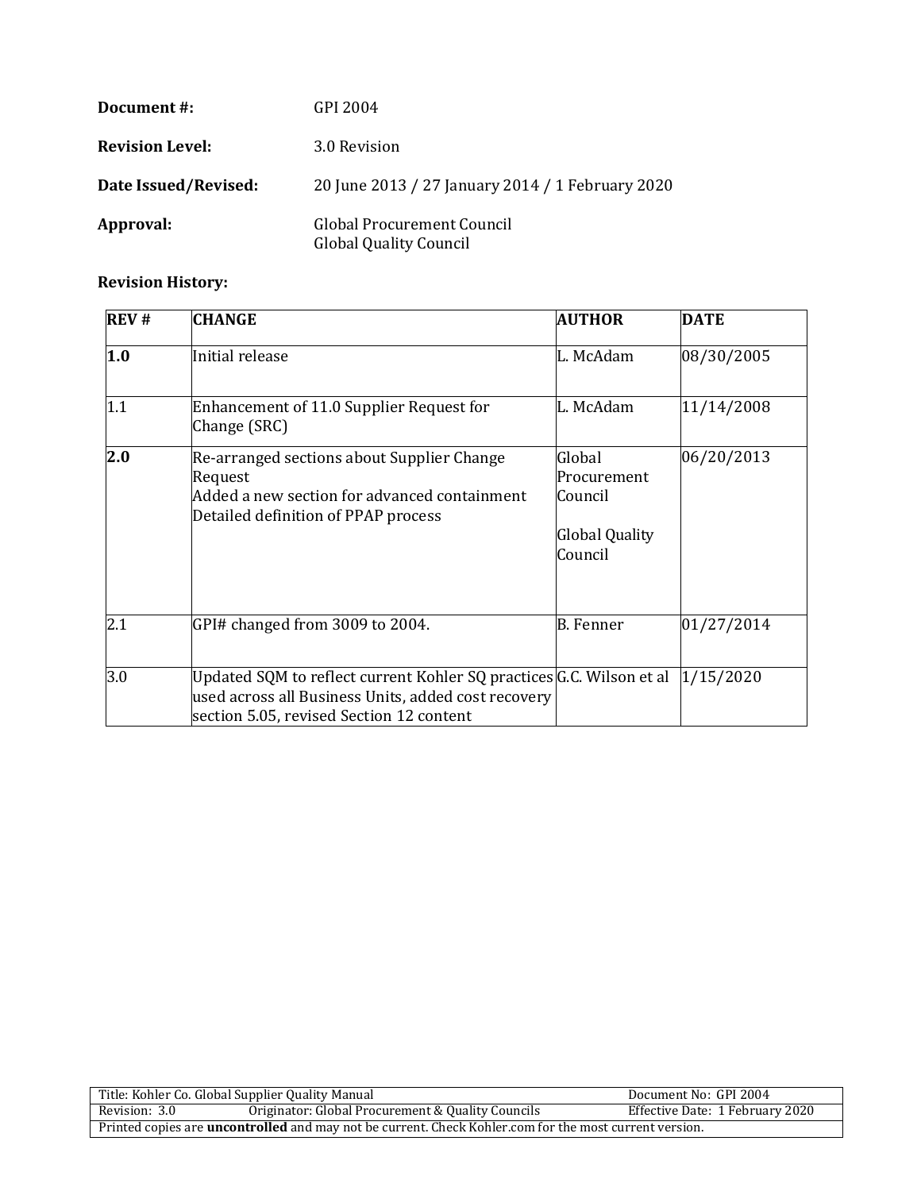**Document #:** GPI 2004

**Revision Level:** 3.0 Revision

**Date Issued/Revised:** 20 June 2013 / 27 January 2014 / 1 February 2020

**Approval:** Global Procurement Council
Global Quality Council

**Revision History:**

| REV # | CHANGE | AUTHOR | DATE |
|---|---|---|---|
| **1.0** | Initial release | L. McAdam | 08/30/2005 |
| 1.1 | Enhancement of 11.0 Supplier Request for Change (SRC) | L. McAdam | 11/14/2008 |
| **2.0** | Re-arranged sections about Supplier Change Request<br>Added a new section for advanced containment<br>Detailed definition of PPAP process | Global Procurement Council<br><br>Global Quality Council | 06/20/2013 |
| 2.1 | GPI# changed from 3009 to 2004. | B. Fenner | 01/27/2014 |
| 3.0 | Updated SQM to reflect current Kohler SQ practices used across all Business Units, added cost recovery section 5.05, revised Section 12 content | G.C. Wilson et al | 1/15/2020 |